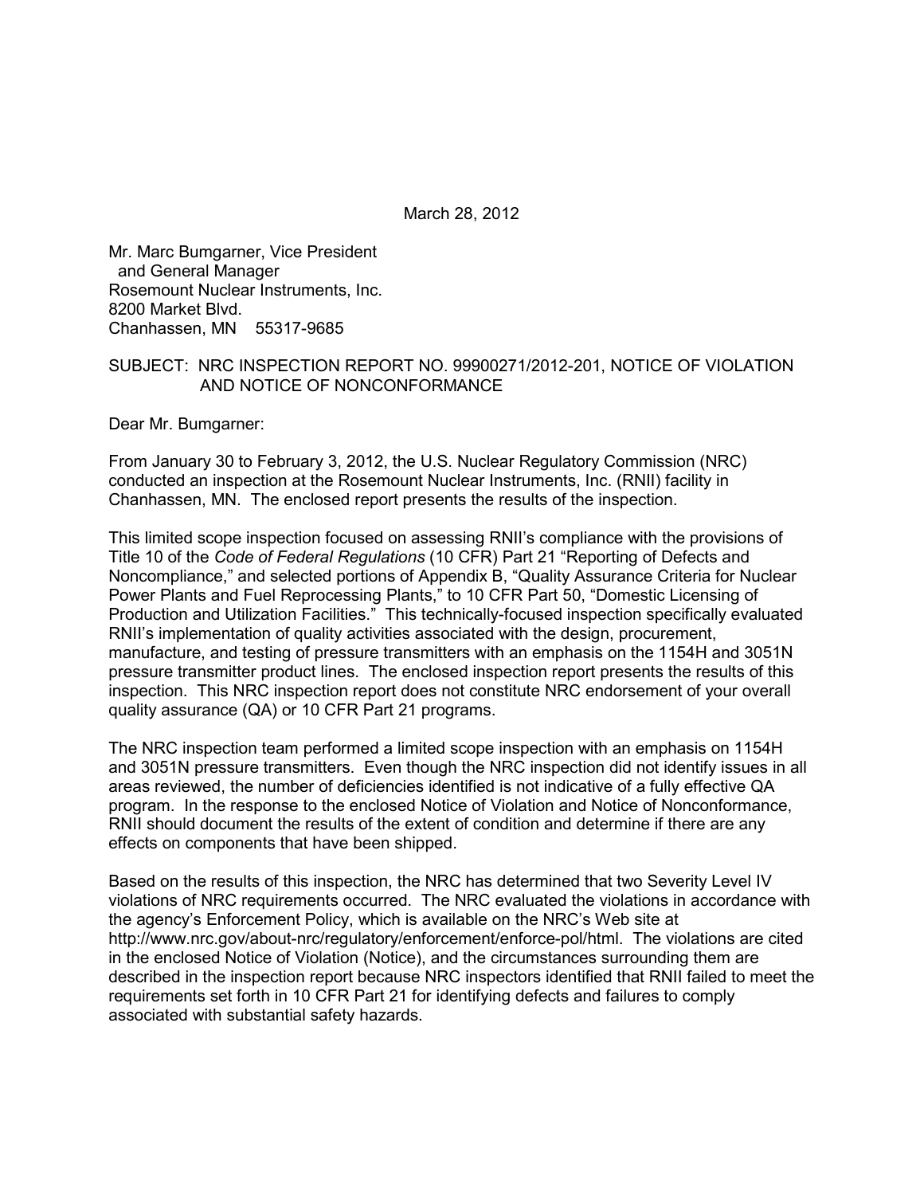March 28, 2012

Mr. Marc Bumgarner, Vice President
and General Manager
Rosemount Nuclear Instruments, Inc.
8200 Market Blvd.
Chanhassen, MN 55317-9685

SUBJECT: NRC INSPECTION REPORT NO. 99900271/2012-201, NOTICE OF VIOLATION AND NOTICE OF NONCONFORMANCE

Dear Mr. Bumgarner:

From January 30 to February 3, 2012, the U.S. Nuclear Regulatory Commission (NRC) conducted an inspection at the Rosemount Nuclear Instruments, Inc. (RNII) facility in Chanhassen, MN. The enclosed report presents the results of the inspection.

This limited scope inspection focused on assessing RNII's compliance with the provisions of Title 10 of the *Code of Federal Regulations* (10 CFR) Part 21 "Reporting of Defects and Noncompliance," and selected portions of Appendix B, "Quality Assurance Criteria for Nuclear Power Plants and Fuel Reprocessing Plants," to 10 CFR Part 50, "Domestic Licensing of Production and Utilization Facilities." This technically-focused inspection specifically evaluated RNII's implementation of quality activities associated with the design, procurement, manufacture, and testing of pressure transmitters with an emphasis on the 1154H and 3051N pressure transmitter product lines. The enclosed inspection report presents the results of this inspection. This NRC inspection report does not constitute NRC endorsement of your overall quality assurance (QA) or 10 CFR Part 21 programs.

The NRC inspection team performed a limited scope inspection with an emphasis on 1154H and 3051N pressure transmitters. Even though the NRC inspection did not identify issues in all areas reviewed, the number of deficiencies identified is not indicative of a fully effective QA program. In the response to the enclosed Notice of Violation and Notice of Nonconformance, RNII should document the results of the extent of condition and determine if there are any effects on components that have been shipped.

Based on the results of this inspection, the NRC has determined that two Severity Level IV violations of NRC requirements occurred. The NRC evaluated the violations in accordance with the agency's Enforcement Policy, which is available on the NRC's Web site at http://www.nrc.gov/about-nrc/regulatory/enforcement/enforce-pol/html. The violations are cited in the enclosed Notice of Violation (Notice), and the circumstances surrounding them are described in the inspection report because NRC inspectors identified that RNII failed to meet the requirements set forth in 10 CFR Part 21 for identifying defects and failures to comply associated with substantial safety hazards.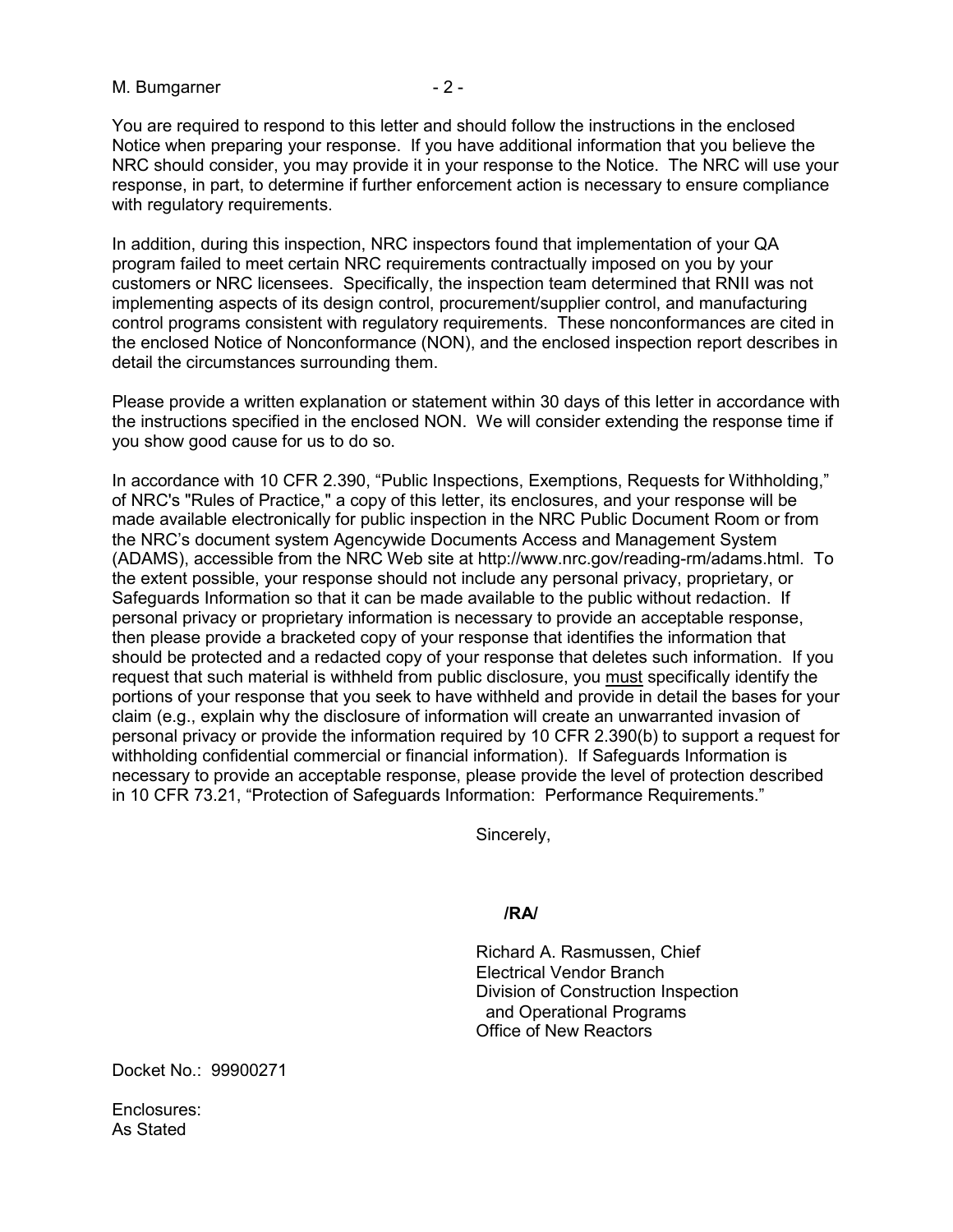You are required to respond to this letter and should follow the instructions in the enclosed Notice when preparing your response. If you have additional information that you believe the NRC should consider, you may provide it in your response to the Notice. The NRC will use your response, in part, to determine if further enforcement action is necessary to ensure compliance with regulatory requirements.

In addition, during this inspection, NRC inspectors found that implementation of your QA program failed to meet certain NRC requirements contractually imposed on you by your customers or NRC licensees. Specifically, the inspection team determined that RNII was not implementing aspects of its design control, procurement/supplier control, and manufacturing control programs consistent with regulatory requirements. These nonconformances are cited in the enclosed Notice of Nonconformance (NON), and the enclosed inspection report describes in detail the circumstances surrounding them.

Please provide a written explanation or statement within 30 days of this letter in accordance with the instructions specified in the enclosed NON. We will consider extending the response time if you show good cause for us to do so.

In accordance with 10 CFR 2.390, "Public Inspections, Exemptions, Requests for Withholding," of NRC's "Rules of Practice," a copy of this letter, its enclosures, and your response will be made available electronically for public inspection in the NRC Public Document Room or from the NRC's document system Agencywide Documents Access and Management System (ADAMS), accessible from the NRC Web site at http://www.nrc.gov/reading-rm/adams.html. To the extent possible, your response should not include any personal privacy, proprietary, or Safeguards Information so that it can be made available to the public without redaction. If personal privacy or proprietary information is necessary to provide an acceptable response, then please provide a bracketed copy of your response that identifies the information that should be protected and a redacted copy of your response that deletes such information. If you request that such material is withheld from public disclosure, you must specifically identify the portions of your response that you seek to have withheld and provide in detail the bases for your claim (e.g., explain why the disclosure of information will create an unwarranted invasion of personal privacy or provide the information required by 10 CFR 2.390(b) to support a request for withholding confidential commercial or financial information). If Safeguards Information is necessary to provide an acceptable response, please provide the level of protection described in 10 CFR 73.21, "Protection of Safeguards Information: Performance Requirements."

Sincerely,

**/RA/**

Richard A. Rasmussen, Chief
Electrical Vendor Branch
Division of Construction Inspection
and Operational Programs
Office of New Reactors

Docket No.: 99900271

Enclosures:
As Stated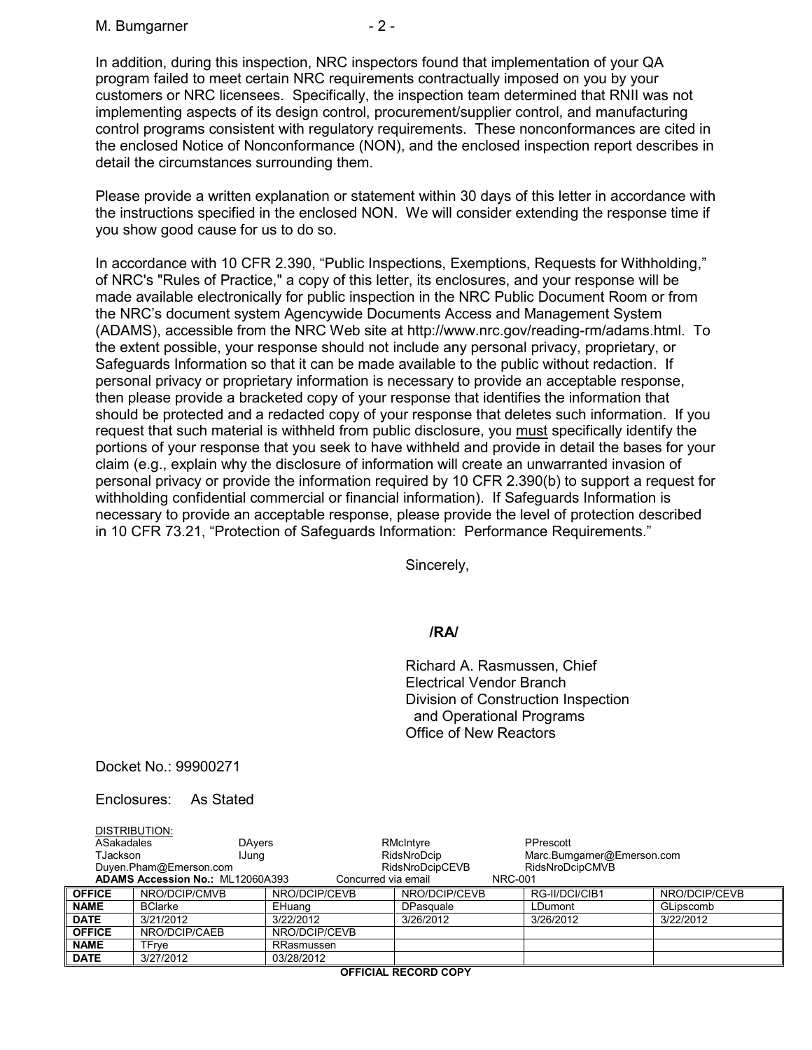In addition, during this inspection, NRC inspectors found that implementation of your QA program failed to meet certain NRC requirements contractually imposed on you by your customers or NRC licensees. Specifically, the inspection team determined that RNII was not implementing aspects of its design control, procurement/supplier control, and manufacturing control programs consistent with regulatory requirements. These nonconformances are cited in the enclosed Notice of Nonconformance (NON), and the enclosed inspection report describes in detail the circumstances surrounding them.

Please provide a written explanation or statement within 30 days of this letter in accordance with the instructions specified in the enclosed NON. We will consider extending the response time if you show good cause for us to do so.

In accordance with 10 CFR 2.390, "Public Inspections, Exemptions, Requests for Withholding," of NRC's "Rules of Practice," a copy of this letter, its enclosures, and your response will be made available electronically for public inspection in the NRC Public Document Room or from the NRC's document system Agencywide Documents Access and Management System (ADAMS), accessible from the NRC Web site at http://www.nrc.gov/reading-rm/adams.html. To the extent possible, your response should not include any personal privacy, proprietary, or Safeguards Information so that it can be made available to the public without redaction. If personal privacy or proprietary information is necessary to provide an acceptable response, then please provide a bracketed copy of your response that identifies the information that should be protected and a redacted copy of your response that deletes such information. If you request that such material is withheld from public disclosure, you must specifically identify the portions of your response that you seek to have withheld and provide in detail the bases for your claim (e.g., explain why the disclosure of information will create an unwarranted invasion of personal privacy or provide the information required by 10 CFR 2.390(b) to support a request for withholding confidential commercial or financial information). If Safeguards Information is necessary to provide an acceptable response, please provide the level of protection described in 10 CFR 73.21, "Protection of Safeguards Information: Performance Requirements."

Sincerely,

**/RA/**

Richard A. Rasmussen, Chief
Electrical Vendor Branch
Division of Construction Inspection
and Operational Programs
Office of New Reactors

Docket No.: 99900271

Enclosures: As Stated

DISTRIBUTION:

| | | | |
|---|---|---|---|
| ASakadales | DAyers | RMcIntyre | PPrescott |
| TJackson | IJung | RidsNroDcip | Marc.Bumgarner@Emerson.com |
| Duyen.Pham@Emerson.com | | RidsNroDcipCEVB | RidsNroDcipCMVB |

**ADAMS Accession No.:** ML12060A393 Concurred via email NRC-001

| **OFFICE** | NRO/DCIP/CMVB | NRO/DCIP/CEVB | NRO/DCIP/CEVB | RG-II/DCI/CIB1 | NRO/DCIP/CEVB |
|---|---|---|---|---|---|
| **NAME** | BClarke | EHuang | DPasquale | LDumont | GLipscomb |
| **DATE** | 3/21/2012 | 3/22/2012 | 3/26/2012 | 3/26/2012 | 3/22/2012 |
| **OFFICE** | NRO/DCIP/CAEB | NRO/DCIP/CEVB | | | |
| **NAME** | TFrye | RRasmussen | | | |
| **DATE** | 3/27/2012 | 03/28/2012 | | | |

**OFFICIAL RECORD COPY**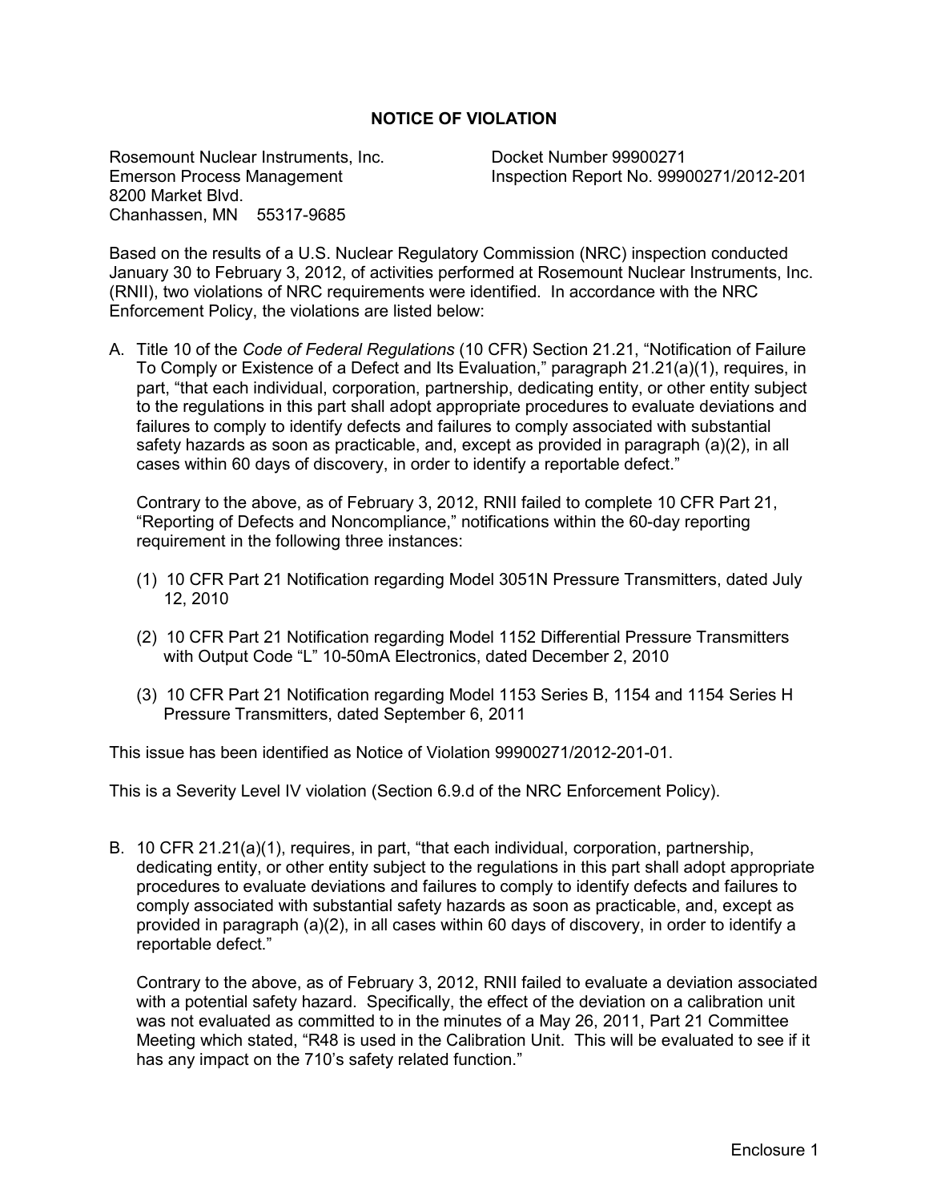# NOTICE OF VIOLATION

Rosemount Nuclear Instruments, Inc.
Emerson Process Management
8200 Market Blvd.
Chanhassen, MN 55317-9685

Docket Number 99900271
Inspection Report No. 99900271/2012-201

Based on the results of a U.S. Nuclear Regulatory Commission (NRC) inspection conducted January 30 to February 3, 2012, of activities performed at Rosemount Nuclear Instruments, Inc. (RNII), two violations of NRC requirements were identified. In accordance with the NRC Enforcement Policy, the violations are listed below:

A. Title 10 of the *Code of Federal Regulations* (10 CFR) Section 21.21, "Notification of Failure To Comply or Existence of a Defect and Its Evaluation," paragraph 21.21(a)(1), requires, in part, "that each individual, corporation, partnership, dedicating entity, or other entity subject to the regulations in this part shall adopt appropriate procedures to evaluate deviations and failures to comply to identify defects and failures to comply associated with substantial safety hazards as soon as practicable, and, except as provided in paragraph (a)(2), in all cases within 60 days of discovery, in order to identify a reportable defect."

   Contrary to the above, as of February 3, 2012, RNII failed to complete 10 CFR Part 21, "Reporting of Defects and Noncompliance," notifications within the 60-day reporting requirement in the following three instances:

   (1) 10 CFR Part 21 Notification regarding Model 3051N Pressure Transmitters, dated July 12, 2010

   (2) 10 CFR Part 21 Notification regarding Model 1152 Differential Pressure Transmitters with Output Code "L" 10-50mA Electronics, dated December 2, 2010

   (3) 10 CFR Part 21 Notification regarding Model 1153 Series B, 1154 and 1154 Series H Pressure Transmitters, dated September 6, 2011

This issue has been identified as Notice of Violation 99900271/2012-201-01.

This is a Severity Level IV violation (Section 6.9.d of the NRC Enforcement Policy).

B. 10 CFR 21.21(a)(1), requires, in part, "that each individual, corporation, partnership, dedicating entity, or other entity subject to the regulations in this part shall adopt appropriate procedures to evaluate deviations and failures to comply to identify defects and failures to comply associated with substantial safety hazards as soon as practicable, and, except as provided in paragraph (a)(2), in all cases within 60 days of discovery, in order to identify a reportable defect."

   Contrary to the above, as of February 3, 2012, RNII failed to evaluate a deviation associated with a potential safety hazard. Specifically, the effect of the deviation on a calibration unit was not evaluated as committed to in the minutes of a May 26, 2011, Part 21 Committee Meeting which stated, "R48 is used in the Calibration Unit. This will be evaluated to see if it has any impact on the 710's safety related function."

Enclosure 1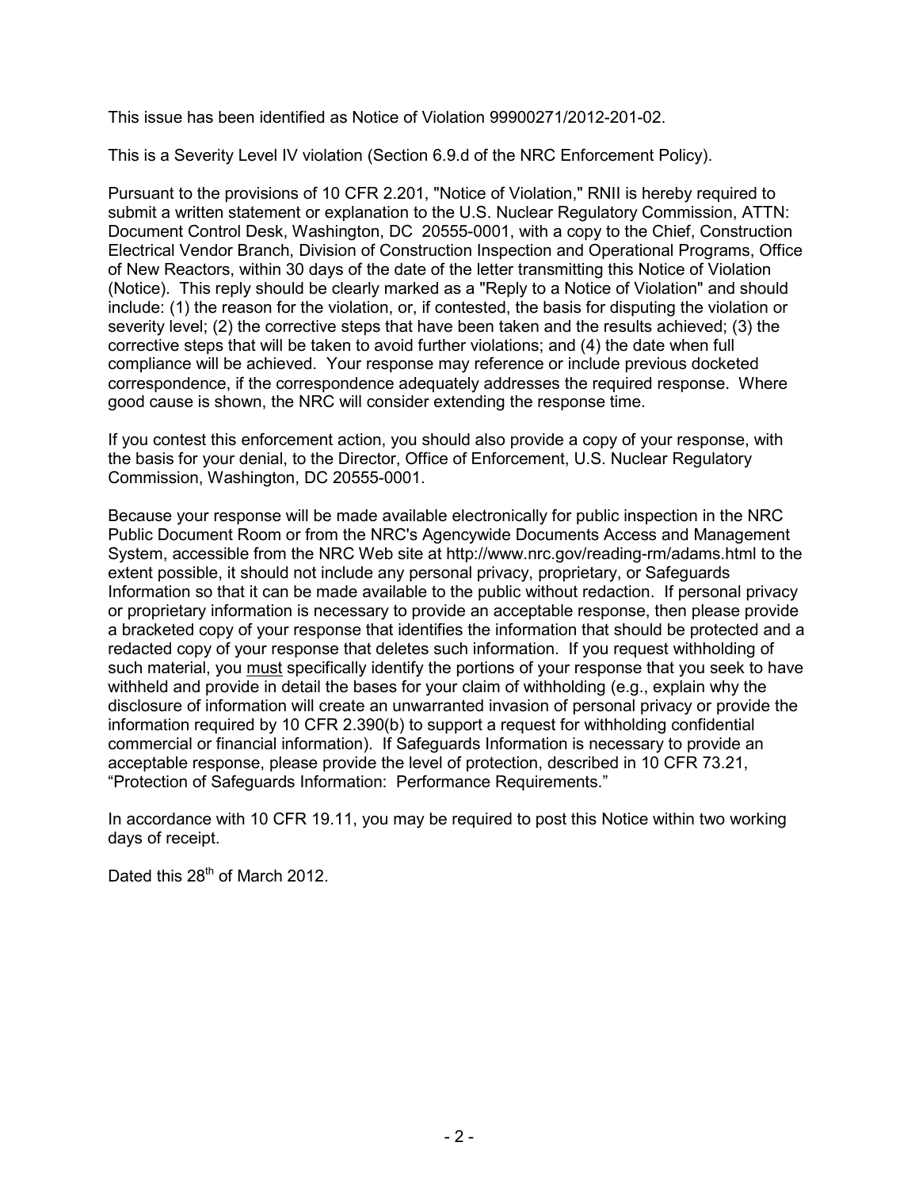This issue has been identified as Notice of Violation 99900271/2012-201-02.

This is a Severity Level IV violation (Section 6.9.d of the NRC Enforcement Policy).

Pursuant to the provisions of 10 CFR 2.201, "Notice of Violation," RNII is hereby required to submit a written statement or explanation to the U.S. Nuclear Regulatory Commission, ATTN: Document Control Desk, Washington, DC 20555-0001, with a copy to the Chief, Construction Electrical Vendor Branch, Division of Construction Inspection and Operational Programs, Office of New Reactors, within 30 days of the date of the letter transmitting this Notice of Violation (Notice). This reply should be clearly marked as a "Reply to a Notice of Violation" and should include: (1) the reason for the violation, or, if contested, the basis for disputing the violation or severity level; (2) the corrective steps that have been taken and the results achieved; (3) the corrective steps that will be taken to avoid further violations; and (4) the date when full compliance will be achieved. Your response may reference or include previous docketed correspondence, if the correspondence adequately addresses the required response. Where good cause is shown, the NRC will consider extending the response time.

If you contest this enforcement action, you should also provide a copy of your response, with the basis for your denial, to the Director, Office of Enforcement, U.S. Nuclear Regulatory Commission, Washington, DC 20555-0001.

Because your response will be made available electronically for public inspection in the NRC Public Document Room or from the NRC's Agencywide Documents Access and Management System, accessible from the NRC Web site at http://www.nrc.gov/reading-rm/adams.html to the extent possible, it should not include any personal privacy, proprietary, or Safeguards Information so that it can be made available to the public without redaction. If personal privacy or proprietary information is necessary to provide an acceptable response, then please provide a bracketed copy of your response that identifies the information that should be protected and a redacted copy of your response that deletes such information. If you request withholding of such material, you must specifically identify the portions of your response that you seek to have withheld and provide in detail the bases for your claim of withholding (e.g., explain why the disclosure of information will create an unwarranted invasion of personal privacy or provide the information required by 10 CFR 2.390(b) to support a request for withholding confidential commercial or financial information). If Safeguards Information is necessary to provide an acceptable response, please provide the level of protection, described in 10 CFR 73.21, "Protection of Safeguards Information: Performance Requirements."

In accordance with 10 CFR 19.11, you may be required to post this Notice within two working days of receipt.

Dated this 28th of March 2012.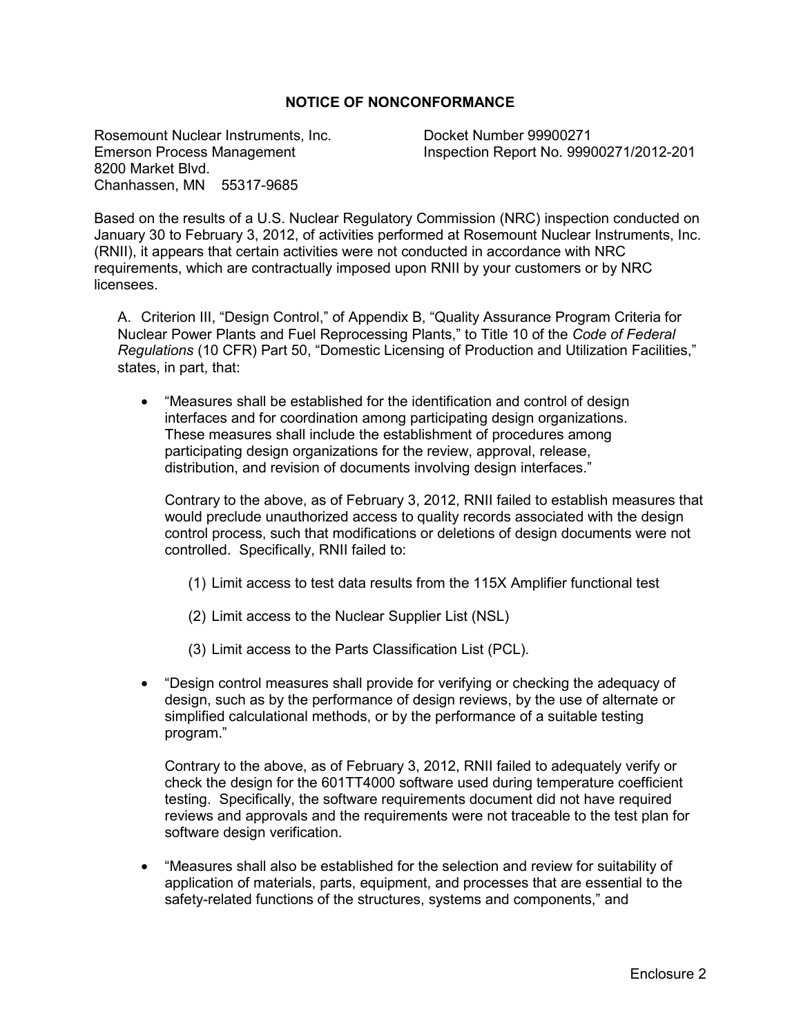## NOTICE OF NONCONFORMANCE

Rosemount Nuclear Instruments, Inc.
Emerson Process Management
8200 Market Blvd.
Chanhassen, MN 55317-9685

Docket Number 99900271
Inspection Report No. 99900271/2012-201

Based on the results of a U.S. Nuclear Regulatory Commission (NRC) inspection conducted on January 30 to February 3, 2012, of activities performed at Rosemount Nuclear Instruments, Inc. (RNII), it appears that certain activities were not conducted in accordance with NRC requirements, which are contractually imposed upon RNII by your customers or by NRC licensees.

A. Criterion III, "Design Control," of Appendix B, "Quality Assurance Program Criteria for Nuclear Power Plants and Fuel Reprocessing Plants," to Title 10 of the *Code of Federal Regulations* (10 CFR) Part 50, "Domestic Licensing of Production and Utilization Facilities," states, in part, that:

- "Measures shall be established for the identification and control of design interfaces and for coordination among participating design organizations. These measures shall include the establishment of procedures among participating design organizations for the review, approval, release, distribution, and revision of documents involving design interfaces."

  Contrary to the above, as of February 3, 2012, RNII failed to establish measures that would preclude unauthorized access to quality records associated with the design control process, such that modifications or deletions of design documents were not controlled. Specifically, RNII failed to:

  (1) Limit access to test data results from the 115X Amplifier functional test

  (2) Limit access to the Nuclear Supplier List (NSL)

  (3) Limit access to the Parts Classification List (PCL).

- "Design control measures shall provide for verifying or checking the adequacy of design, such as by the performance of design reviews, by the use of alternate or simplified calculational methods, or by the performance of a suitable testing program."

  Contrary to the above, as of February 3, 2012, RNII failed to adequately verify or check the design for the 601TT4000 software used during temperature coefficient testing. Specifically, the software requirements document did not have required reviews and approvals and the requirements were not traceable to the test plan for software design verification.

- "Measures shall also be established for the selection and review for suitability of application of materials, parts, equipment, and processes that are essential to the safety-related functions of the structures, systems and components," and

Enclosure 2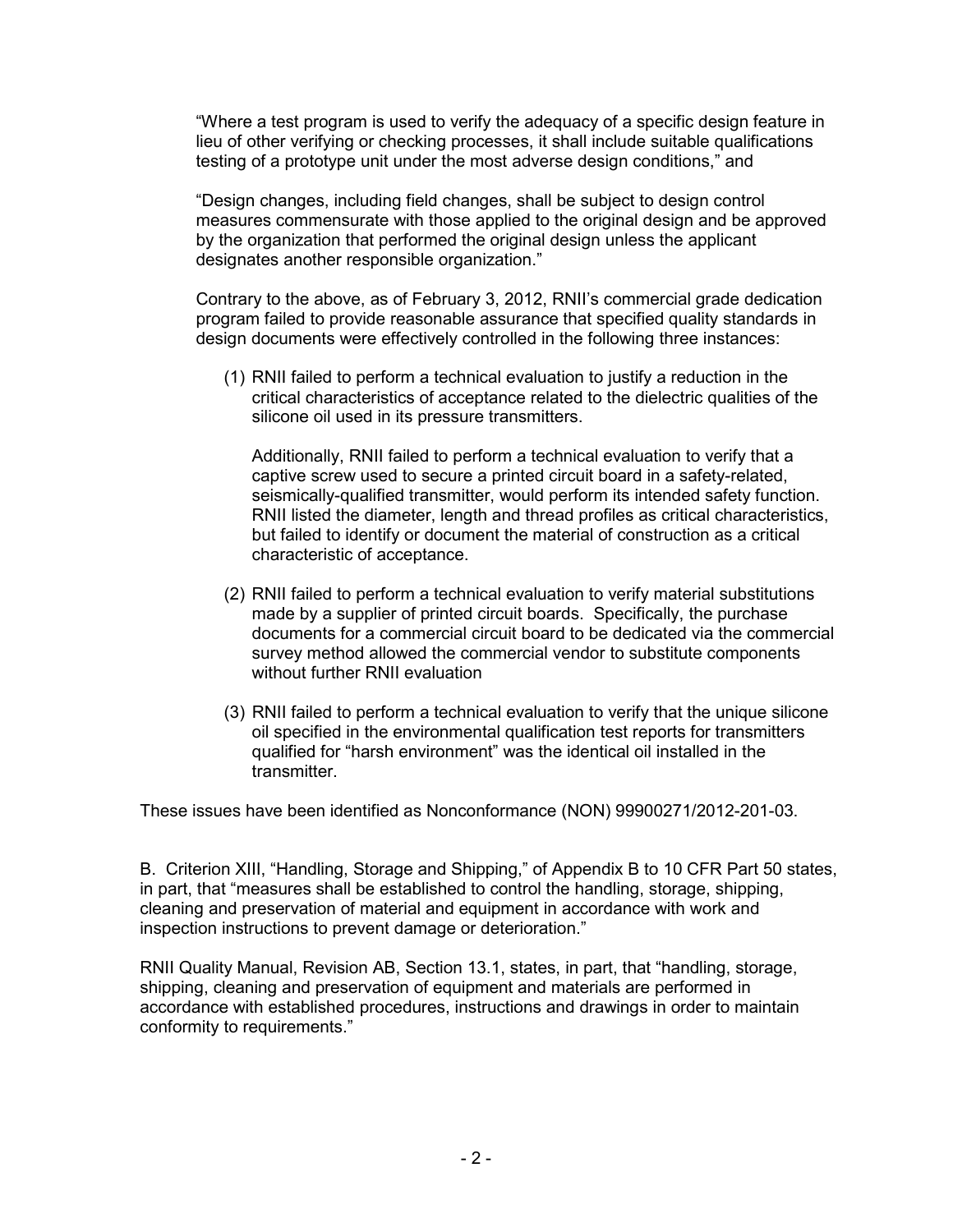"Where a test program is used to verify the adequacy of a specific design feature in lieu of other verifying or checking processes, it shall include suitable qualifications testing of a prototype unit under the most adverse design conditions," and

"Design changes, including field changes, shall be subject to design control measures commensurate with those applied to the original design and be approved by the organization that performed the original design unless the applicant designates another responsible organization."

Contrary to the above, as of February 3, 2012, RNII's commercial grade dedication program failed to provide reasonable assurance that specified quality standards in design documents were effectively controlled in the following three instances:

(1) RNII failed to perform a technical evaluation to justify a reduction in the critical characteristics of acceptance related to the dielectric qualities of the silicone oil used in its pressure transmitters.

    Additionally, RNII failed to perform a technical evaluation to verify that a captive screw used to secure a printed circuit board in a safety-related, seismically-qualified transmitter, would perform its intended safety function. RNII listed the diameter, length and thread profiles as critical characteristics, but failed to identify or document the material of construction as a critical characteristic of acceptance.

(2) RNII failed to perform a technical evaluation to verify material substitutions made by a supplier of printed circuit boards. Specifically, the purchase documents for a commercial circuit board to be dedicated via the commercial survey method allowed the commercial vendor to substitute components without further RNII evaluation

(3) RNII failed to perform a technical evaluation to verify that the unique silicone oil specified in the environmental qualification test reports for transmitters qualified for "harsh environment" was the identical oil installed in the transmitter.

These issues have been identified as Nonconformance (NON) 99900271/2012-201-03.

B. Criterion XIII, "Handling, Storage and Shipping," of Appendix B to 10 CFR Part 50 states, in part, that "measures shall be established to control the handling, storage, shipping, cleaning and preservation of material and equipment in accordance with work and inspection instructions to prevent damage or deterioration."

RNII Quality Manual, Revision AB, Section 13.1, states, in part, that "handling, storage, shipping, cleaning and preservation of equipment and materials are performed in accordance with established procedures, instructions and drawings in order to maintain conformity to requirements."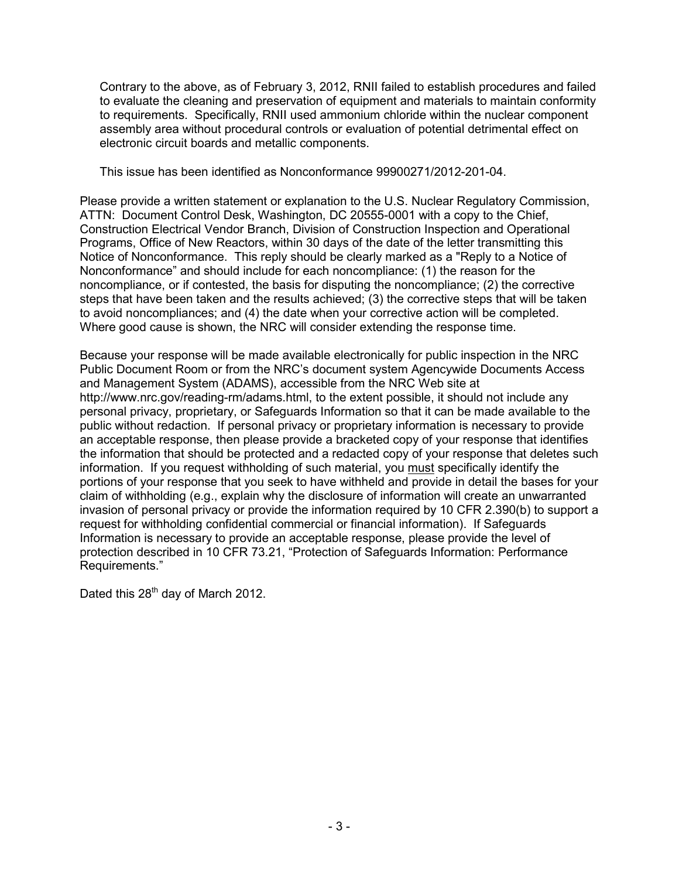Contrary to the above, as of February 3, 2012, RNII failed to establish procedures and failed to evaluate the cleaning and preservation of equipment and materials to maintain conformity to requirements. Specifically, RNII used ammonium chloride within the nuclear component assembly area without procedural controls or evaluation of potential detrimental effect on electronic circuit boards and metallic components.

This issue has been identified as Nonconformance 99900271/2012-201-04.

Please provide a written statement or explanation to the U.S. Nuclear Regulatory Commission, ATTN: Document Control Desk, Washington, DC 20555-0001 with a copy to the Chief, Construction Electrical Vendor Branch, Division of Construction Inspection and Operational Programs, Office of New Reactors, within 30 days of the date of the letter transmitting this Notice of Nonconformance. This reply should be clearly marked as a "Reply to a Notice of Nonconformance" and should include for each noncompliance: (1) the reason for the noncompliance, or if contested, the basis for disputing the noncompliance; (2) the corrective steps that have been taken and the results achieved; (3) the corrective steps that will be taken to avoid noncompliances; and (4) the date when your corrective action will be completed. Where good cause is shown, the NRC will consider extending the response time.

Because your response will be made available electronically for public inspection in the NRC Public Document Room or from the NRC's document system Agencywide Documents Access and Management System (ADAMS), accessible from the NRC Web site at http://www.nrc.gov/reading-rm/adams.html, to the extent possible, it should not include any personal privacy, proprietary, or Safeguards Information so that it can be made available to the public without redaction. If personal privacy or proprietary information is necessary to provide an acceptable response, then please provide a bracketed copy of your response that identifies the information that should be protected and a redacted copy of your response that deletes such information. If you request withholding of such material, you <u>must</u> specifically identify the portions of your response that you seek to have withheld and provide in detail the bases for your claim of withholding (e.g., explain why the disclosure of information will create an unwarranted invasion of personal privacy or provide the information required by 10 CFR 2.390(b) to support a request for withholding confidential commercial or financial information). If Safeguards Information is necessary to provide an acceptable response, please provide the level of protection described in 10 CFR 73.21, "Protection of Safeguards Information: Performance Requirements."

Dated this 28th day of March 2012.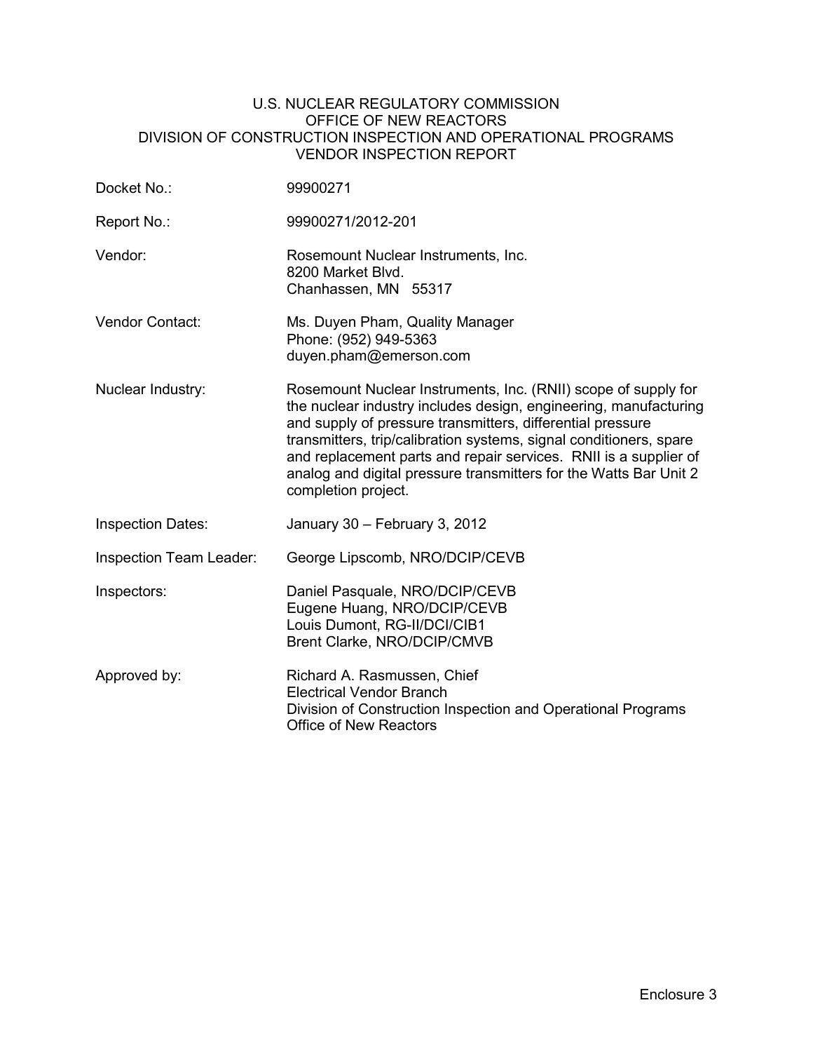U.S. NUCLEAR REGULATORY COMMISSION
OFFICE OF NEW REACTORS
DIVISION OF CONSTRUCTION INSPECTION AND OPERATIONAL PROGRAMS
VENDOR INSPECTION REPORT

| | |
|---|---|
| Docket No.: | 99900271 |
| Report No.: | 99900271/2012-201 |
| Vendor: | Rosemount Nuclear Instruments, Inc.<br>8200 Market Blvd.<br>Chanhassen, MN 55317 |
| Vendor Contact: | Ms. Duyen Pham, Quality Manager<br>Phone: (952) 949-5363<br>duyen.pham@emerson.com |
| Nuclear Industry: | Rosemount Nuclear Instruments, Inc. (RNII) scope of supply for the nuclear industry includes design, engineering, manufacturing and supply of pressure transmitters, differential pressure transmitters, trip/calibration systems, signal conditioners, spare and replacement parts and repair services. RNII is a supplier of analog and digital pressure transmitters for the Watts Bar Unit 2 completion project. |
| Inspection Dates: | January 30 – February 3, 2012 |
| Inspection Team Leader: | George Lipscomb, NRO/DCIP/CEVB |
| Inspectors: | Daniel Pasquale, NRO/DCIP/CEVB<br>Eugene Huang, NRO/DCIP/CEVB<br>Louis Dumont, RG-II/DCI/CIB1<br>Brent Clarke, NRO/DCIP/CMVB |
| Approved by: | Richard A. Rasmussen, Chief<br>Electrical Vendor Branch<br>Division of Construction Inspection and Operational Programs<br>Office of New Reactors |

Enclosure 3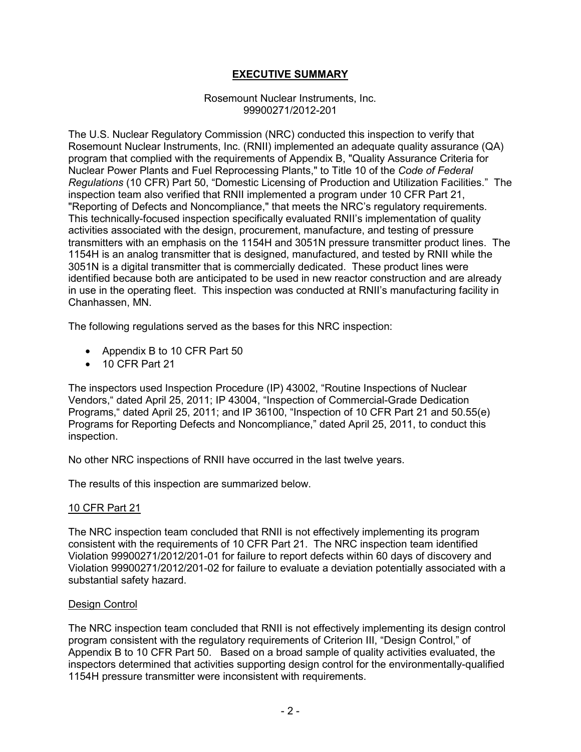# EXECUTIVE SUMMARY

Rosemount Nuclear Instruments, Inc.
99900271/2012-201

The U.S. Nuclear Regulatory Commission (NRC) conducted this inspection to verify that Rosemount Nuclear Instruments, Inc. (RNII) implemented an adequate quality assurance (QA) program that complied with the requirements of Appendix B, "Quality Assurance Criteria for Nuclear Power Plants and Fuel Reprocessing Plants," to Title 10 of the *Code of Federal Regulations* (10 CFR) Part 50, "Domestic Licensing of Production and Utilization Facilities." The inspection team also verified that RNII implemented a program under 10 CFR Part 21, "Reporting of Defects and Noncompliance," that meets the NRC's regulatory requirements. This technically-focused inspection specifically evaluated RNII's implementation of quality activities associated with the design, procurement, manufacture, and testing of pressure transmitters with an emphasis on the 1154H and 3051N pressure transmitter product lines. The 1154H is an analog transmitter that is designed, manufactured, and tested by RNII while the 3051N is a digital transmitter that is commercially dedicated. These product lines were identified because both are anticipated to be used in new reactor construction and are already in use in the operating fleet. This inspection was conducted at RNII's manufacturing facility in Chanhassen, MN.

The following regulations served as the bases for this NRC inspection:

- Appendix B to 10 CFR Part 50
- 10 CFR Part 21

The inspectors used Inspection Procedure (IP) 43002, "Routine Inspections of Nuclear Vendors," dated April 25, 2011; IP 43004, "Inspection of Commercial-Grade Dedication Programs," dated April 25, 2011; and IP 36100, "Inspection of 10 CFR Part 21 and 50.55(e) Programs for Reporting Defects and Noncompliance," dated April 25, 2011, to conduct this inspection.

No other NRC inspections of RNII have occurred in the last twelve years.

The results of this inspection are summarized below.

## 10 CFR Part 21

The NRC inspection team concluded that RNII is not effectively implementing its program consistent with the requirements of 10 CFR Part 21. The NRC inspection team identified Violation 99900271/2012/201-01 for failure to report defects within 60 days of discovery and Violation 99900271/2012/201-02 for failure to evaluate a deviation potentially associated with a substantial safety hazard.

## Design Control

The NRC inspection team concluded that RNII is not effectively implementing its design control program consistent with the regulatory requirements of Criterion III, "Design Control," of Appendix B to 10 CFR Part 50. Based on a broad sample of quality activities evaluated, the inspectors determined that activities supporting design control for the environmentally-qualified 1154H pressure transmitter were inconsistent with requirements.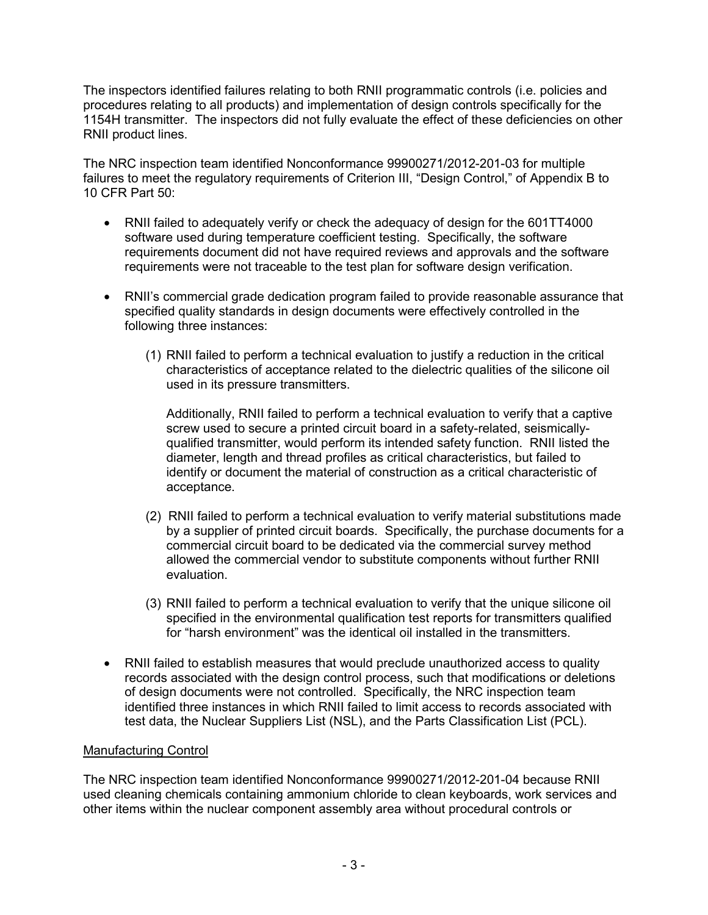The inspectors identified failures relating to both RNII programmatic controls (i.e. policies and procedures relating to all products) and implementation of design controls specifically for the 1154H transmitter. The inspectors did not fully evaluate the effect of these deficiencies on other RNII product lines.

The NRC inspection team identified Nonconformance 99900271/2012-201-03 for multiple failures to meet the regulatory requirements of Criterion III, "Design Control," of Appendix B to 10 CFR Part 50:

- RNII failed to adequately verify or check the adequacy of design for the 601TT4000 software used during temperature coefficient testing. Specifically, the software requirements document did not have required reviews and approvals and the software requirements were not traceable to the test plan for software design verification.

- RNII's commercial grade dedication program failed to provide reasonable assurance that specified quality standards in design documents were effectively controlled in the following three instances:

  (1) RNII failed to perform a technical evaluation to justify a reduction in the critical characteristics of acceptance related to the dielectric qualities of the silicone oil used in its pressure transmitters.

      Additionally, RNII failed to perform a technical evaluation to verify that a captive screw used to secure a printed circuit board in a safety-related, seismically-qualified transmitter, would perform its intended safety function. RNII listed the diameter, length and thread profiles as critical characteristics, but failed to identify or document the material of construction as a critical characteristic of acceptance.

  (2) RNII failed to perform a technical evaluation to verify material substitutions made by a supplier of printed circuit boards. Specifically, the purchase documents for a commercial circuit board to be dedicated via the commercial survey method allowed the commercial vendor to substitute components without further RNII evaluation.

  (3) RNII failed to perform a technical evaluation to verify that the unique silicone oil specified in the environmental qualification test reports for transmitters qualified for "harsh environment" was the identical oil installed in the transmitters.

- RNII failed to establish measures that would preclude unauthorized access to quality records associated with the design control process, such that modifications or deletions of design documents were not controlled. Specifically, the NRC inspection team identified three instances in which RNII failed to limit access to records associated with test data, the Nuclear Suppliers List (NSL), and the Parts Classification List (PCL).

Manufacturing Control

The NRC inspection team identified Nonconformance 99900271/2012-201-04 because RNII used cleaning chemicals containing ammonium chloride to clean keyboards, work services and other items within the nuclear component assembly area without procedural controls or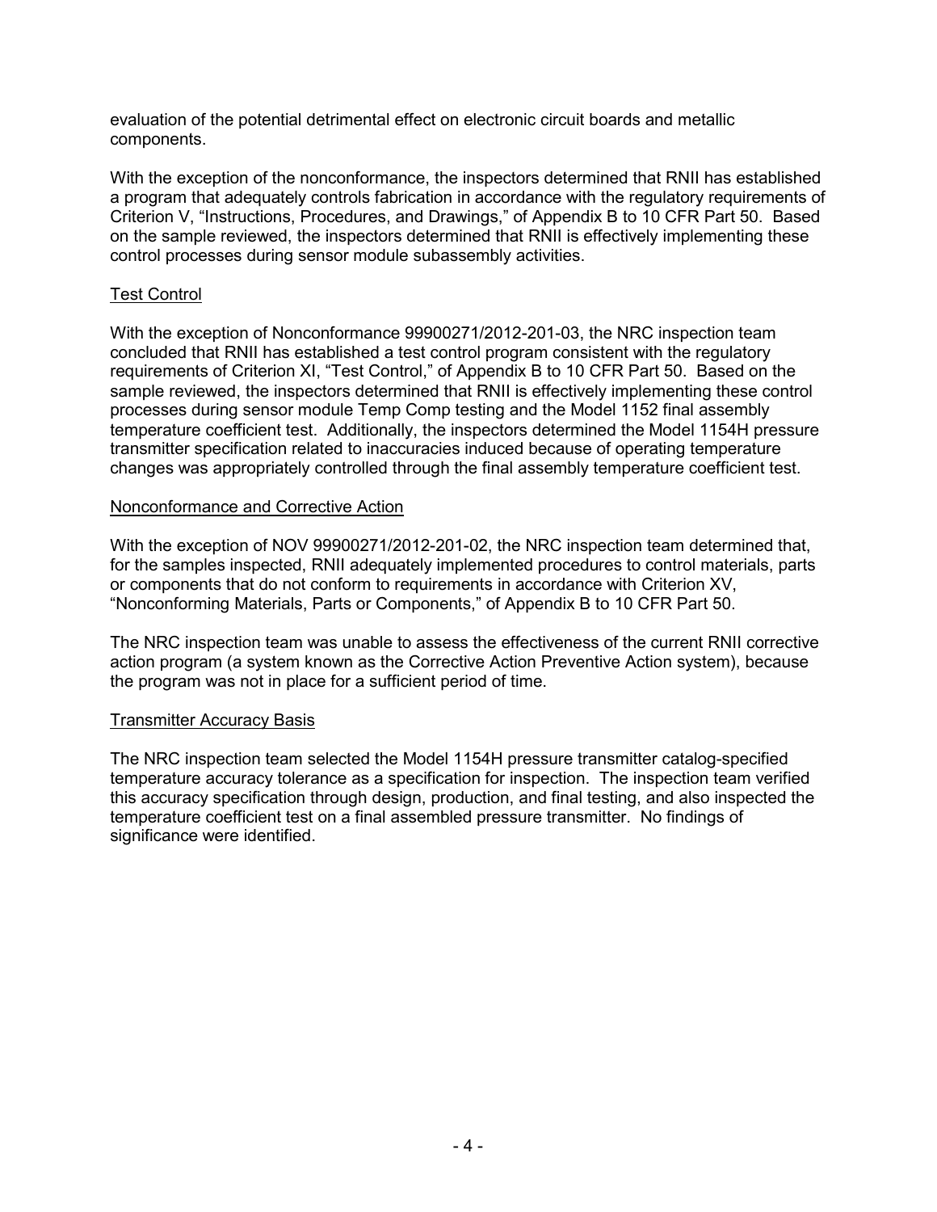evaluation of the potential detrimental effect on electronic circuit boards and metallic components.

With the exception of the nonconformance, the inspectors determined that RNII has established a program that adequately controls fabrication in accordance with the regulatory requirements of Criterion V, "Instructions, Procedures, and Drawings," of Appendix B to 10 CFR Part 50. Based on the sample reviewed, the inspectors determined that RNII is effectively implementing these control processes during sensor module subassembly activities.

Test Control

With the exception of Nonconformance 99900271/2012-201-03, the NRC inspection team concluded that RNII has established a test control program consistent with the regulatory requirements of Criterion XI, "Test Control," of Appendix B to 10 CFR Part 50. Based on the sample reviewed, the inspectors determined that RNII is effectively implementing these control processes during sensor module Temp Comp testing and the Model 1152 final assembly temperature coefficient test. Additionally, the inspectors determined the Model 1154H pressure transmitter specification related to inaccuracies induced because of operating temperature changes was appropriately controlled through the final assembly temperature coefficient test.

Nonconformance and Corrective Action

With the exception of NOV 99900271/2012-201-02, the NRC inspection team determined that, for the samples inspected, RNII adequately implemented procedures to control materials, parts or components that do not conform to requirements in accordance with Criterion XV, "Nonconforming Materials, Parts or Components," of Appendix B to 10 CFR Part 50.

The NRC inspection team was unable to assess the effectiveness of the current RNII corrective action program (a system known as the Corrective Action Preventive Action system), because the program was not in place for a sufficient period of time.

Transmitter Accuracy Basis

The NRC inspection team selected the Model 1154H pressure transmitter catalog-specified temperature accuracy tolerance as a specification for inspection. The inspection team verified this accuracy specification through design, production, and final testing, and also inspected the temperature coefficient test on a final assembled pressure transmitter. No findings of significance were identified.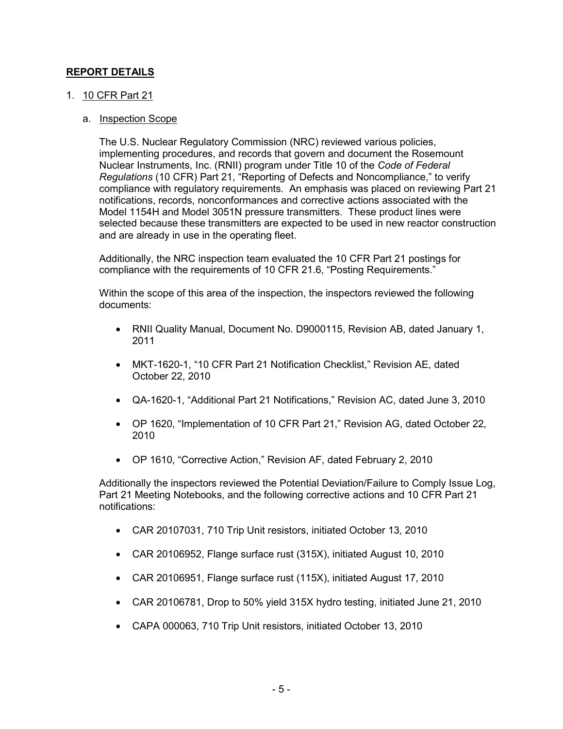## REPORT DETAILS

1. 10 CFR Part 21

   a. Inspection Scope

   The U.S. Nuclear Regulatory Commission (NRC) reviewed various policies, implementing procedures, and records that govern and document the Rosemount Nuclear Instruments, Inc. (RNII) program under Title 10 of the *Code of Federal Regulations* (10 CFR) Part 21, "Reporting of Defects and Noncompliance," to verify compliance with regulatory requirements. An emphasis was placed on reviewing Part 21 notifications, records, nonconformances and corrective actions associated with the Model 1154H and Model 3051N pressure transmitters. These product lines were selected because these transmitters are expected to be used in new reactor construction and are already in use in the operating fleet.

   Additionally, the NRC inspection team evaluated the 10 CFR Part 21 postings for compliance with the requirements of 10 CFR 21.6, "Posting Requirements."

   Within the scope of this area of the inspection, the inspectors reviewed the following documents:

   - RNII Quality Manual, Document No. D9000115, Revision AB, dated January 1, 2011
   - MKT-1620-1, "10 CFR Part 21 Notification Checklist," Revision AE, dated October 22, 2010
   - QA-1620-1, "Additional Part 21 Notifications," Revision AC, dated June 3, 2010
   - OP 1620, "Implementation of 10 CFR Part 21," Revision AG, dated October 22, 2010
   - OP 1610, "Corrective Action," Revision AF, dated February 2, 2010

   Additionally the inspectors reviewed the Potential Deviation/Failure to Comply Issue Log, Part 21 Meeting Notebooks, and the following corrective actions and 10 CFR Part 21 notifications:

   - CAR 20107031, 710 Trip Unit resistors, initiated October 13, 2010
   - CAR 20106952, Flange surface rust (315X), initiated August 10, 2010
   - CAR 20106951, Flange surface rust (115X), initiated August 17, 2010
   - CAR 20106781, Drop to 50% yield 315X hydro testing, initiated June 21, 2010
   - CAPA 000063, 710 Trip Unit resistors, initiated October 13, 2010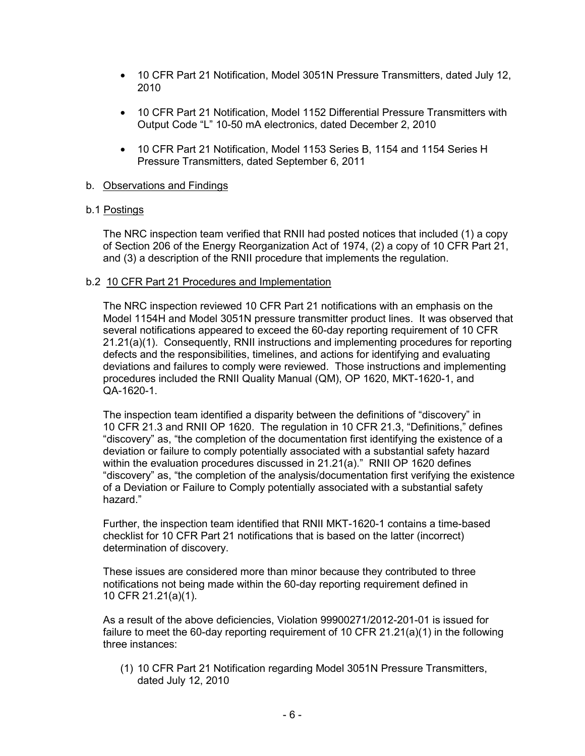- 10 CFR Part 21 Notification, Model 3051N Pressure Transmitters, dated July 12, 2010
- 10 CFR Part 21 Notification, Model 1152 Differential Pressure Transmitters with Output Code "L" 10-50 mA electronics, dated December 2, 2010
- 10 CFR Part 21 Notification, Model 1153 Series B, 1154 and 1154 Series H Pressure Transmitters, dated September 6, 2011

b. <u>Observations and Findings</u>

b.1 <u>Postings</u>

The NRC inspection team verified that RNII had posted notices that included (1) a copy of Section 206 of the Energy Reorganization Act of 1974, (2) a copy of 10 CFR Part 21, and (3) a description of the RNII procedure that implements the regulation.

b.2 <u>10 CFR Part 21 Procedures and Implementation</u>

The NRC inspection reviewed 10 CFR Part 21 notifications with an emphasis on the Model 1154H and Model 3051N pressure transmitter product lines. It was observed that several notifications appeared to exceed the 60-day reporting requirement of 10 CFR 21.21(a)(1). Consequently, RNII instructions and implementing procedures for reporting defects and the responsibilities, timelines, and actions for identifying and evaluating deviations and failures to comply were reviewed. Those instructions and implementing procedures included the RNII Quality Manual (QM), OP 1620, MKT-1620-1, and QA-1620-1.

The inspection team identified a disparity between the definitions of "discovery" in 10 CFR 21.3 and RNII OP 1620. The regulation in 10 CFR 21.3, "Definitions," defines "discovery" as, "the completion of the documentation first identifying the existence of a deviation or failure to comply potentially associated with a substantial safety hazard within the evaluation procedures discussed in 21.21(a)." RNII OP 1620 defines "discovery" as, "the completion of the analysis/documentation first verifying the existence of a Deviation or Failure to Comply potentially associated with a substantial safety hazard."

Further, the inspection team identified that RNII MKT-1620-1 contains a time-based checklist for 10 CFR Part 21 notifications that is based on the latter (incorrect) determination of discovery.

These issues are considered more than minor because they contributed to three notifications not being made within the 60-day reporting requirement defined in 10 CFR 21.21(a)(1).

As a result of the above deficiencies, Violation 99900271/2012-201-01 is issued for failure to meet the 60-day reporting requirement of 10 CFR 21.21(a)(1) in the following three instances:

(1) 10 CFR Part 21 Notification regarding Model 3051N Pressure Transmitters, dated July 12, 2010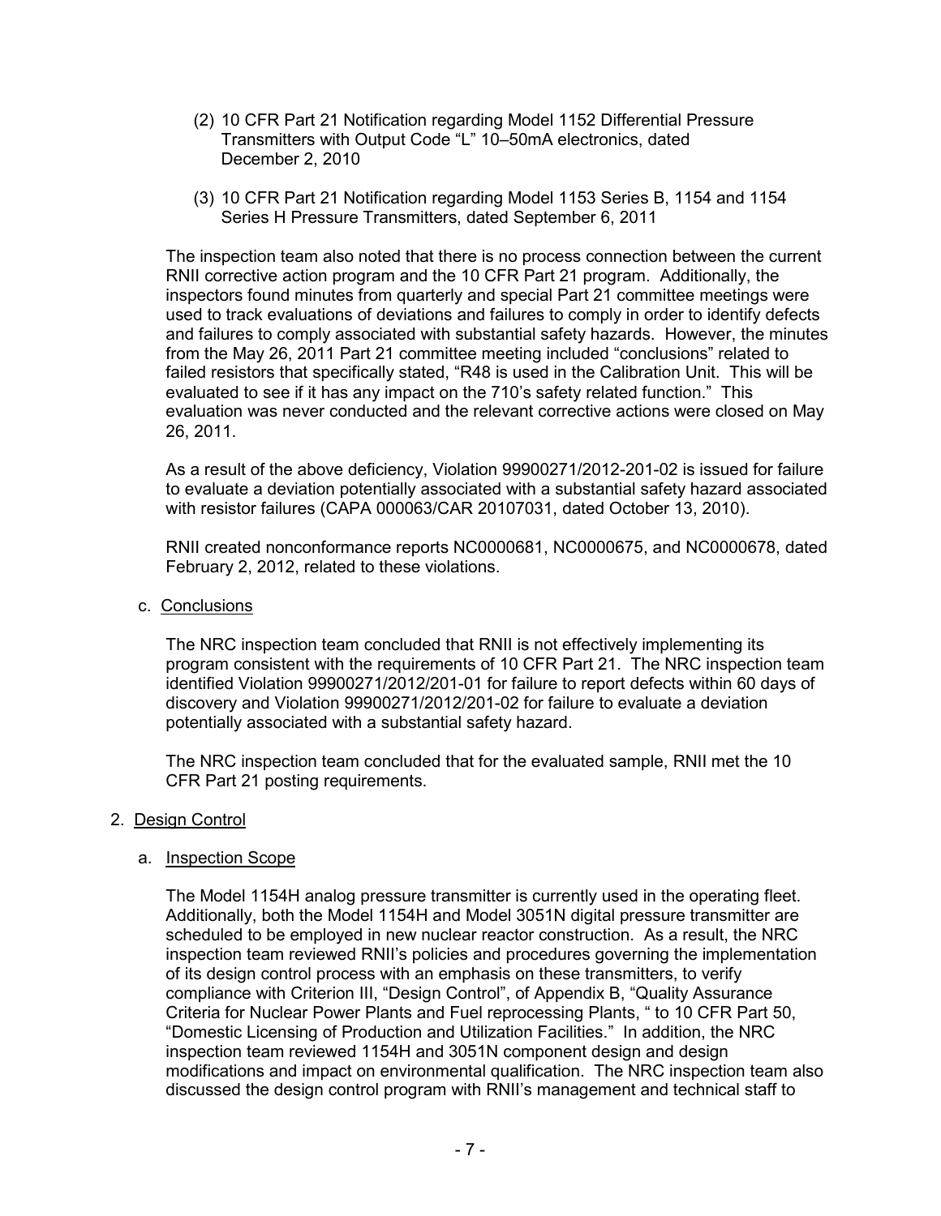(2) 10 CFR Part 21 Notification regarding Model 1152 Differential Pressure Transmitters with Output Code “L” 10–50mA electronics, dated December 2, 2010

(3) 10 CFR Part 21 Notification regarding Model 1153 Series B, 1154 and 1154 Series H Pressure Transmitters, dated September 6, 2011

The inspection team also noted that there is no process connection between the current RNII corrective action program and the 10 CFR Part 21 program. Additionally, the inspectors found minutes from quarterly and special Part 21 committee meetings were used to track evaluations of deviations and failures to comply in order to identify defects and failures to comply associated with substantial safety hazards. However, the minutes from the May 26, 2011 Part 21 committee meeting included “conclusions” related to failed resistors that specifically stated, “R48 is used in the Calibration Unit. This will be evaluated to see if it has any impact on the 710’s safety related function.” This evaluation was never conducted and the relevant corrective actions were closed on May 26, 2011.

As a result of the above deficiency, Violation 99900271/2012-201-02 is issued for failure to evaluate a deviation potentially associated with a substantial safety hazard associated with resistor failures (CAPA 000063/CAR 20107031, dated October 13, 2010).

RNII created nonconformance reports NC0000681, NC0000675, and NC0000678, dated February 2, 2012, related to these violations.

c. Conclusions

The NRC inspection team concluded that RNII is not effectively implementing its program consistent with the requirements of 10 CFR Part 21. The NRC inspection team identified Violation 99900271/2012/201-01 for failure to report defects within 60 days of discovery and Violation 99900271/2012/201-02 for failure to evaluate a deviation potentially associated with a substantial safety hazard.

The NRC inspection team concluded that for the evaluated sample, RNII met the 10 CFR Part 21 posting requirements.

2. Design Control

a. Inspection Scope

The Model 1154H analog pressure transmitter is currently used in the operating fleet. Additionally, both the Model 1154H and Model 3051N digital pressure transmitter are scheduled to be employed in new nuclear reactor construction. As a result, the NRC inspection team reviewed RNII’s policies and procedures governing the implementation of its design control process with an emphasis on these transmitters, to verify compliance with Criterion III, “Design Control”, of Appendix B, “Quality Assurance Criteria for Nuclear Power Plants and Fuel reprocessing Plants, “ to 10 CFR Part 50, “Domestic Licensing of Production and Utilization Facilities.” In addition, the NRC inspection team reviewed 1154H and 3051N component design and design modifications and impact on environmental qualification. The NRC inspection team also discussed the design control program with RNII’s management and technical staff to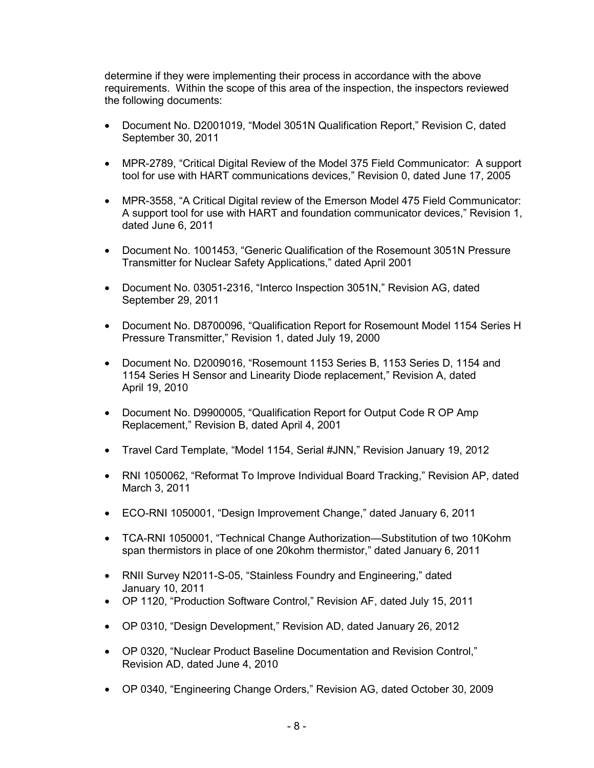determine if they were implementing their process in accordance with the above requirements. Within the scope of this area of the inspection, the inspectors reviewed the following documents:

- Document No. D2001019, "Model 3051N Qualification Report," Revision C, dated September 30, 2011
- MPR-2789, "Critical Digital Review of the Model 375 Field Communicator: A support tool for use with HART communications devices," Revision 0, dated June 17, 2005
- MPR-3558, "A Critical Digital review of the Emerson Model 475 Field Communicator: A support tool for use with HART and foundation communicator devices," Revision 1, dated June 6, 2011
- Document No. 1001453, "Generic Qualification of the Rosemount 3051N Pressure Transmitter for Nuclear Safety Applications," dated April 2001
- Document No. 03051-2316, "Interco Inspection 3051N," Revision AG, dated September 29, 2011
- Document No. D8700096, "Qualification Report for Rosemount Model 1154 Series H Pressure Transmitter," Revision 1, dated July 19, 2000
- Document No. D2009016, "Rosemount 1153 Series B, 1153 Series D, 1154 and 1154 Series H Sensor and Linearity Diode replacement," Revision A, dated April 19, 2010
- Document No. D9900005, "Qualification Report for Output Code R OP Amp Replacement," Revision B, dated April 4, 2001
- Travel Card Template, "Model 1154, Serial #JNN," Revision January 19, 2012
- RNI 1050062, "Reformat To Improve Individual Board Tracking," Revision AP, dated March 3, 2011
- ECO-RNI 1050001, "Design Improvement Change," dated January 6, 2011
- TCA-RNI 1050001, "Technical Change Authorization—Substitution of two 10Kohm span thermistors in place of one 20kohm thermistor," dated January 6, 2011
- RNII Survey N2011-S-05, "Stainless Foundry and Engineering," dated January 10, 2011
- OP 1120, "Production Software Control," Revision AF, dated July 15, 2011
- OP 0310, "Design Development," Revision AD, dated January 26, 2012
- OP 0320, "Nuclear Product Baseline Documentation and Revision Control," Revision AD, dated June 4, 2010
- OP 0340, "Engineering Change Orders," Revision AG, dated October 30, 2009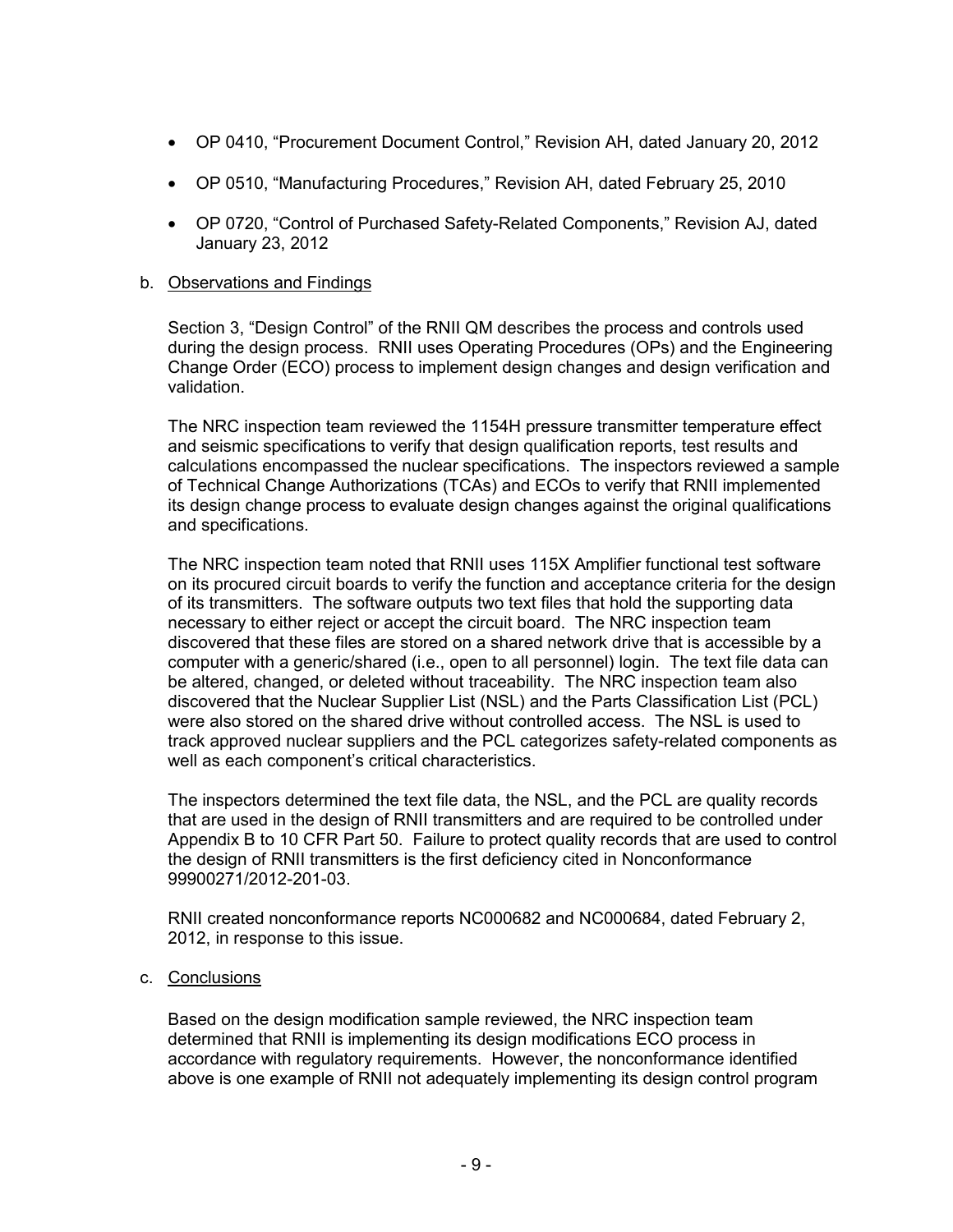- OP 0410, "Procurement Document Control," Revision AH, dated January 20, 2012
- OP 0510, "Manufacturing Procedures," Revision AH, dated February 25, 2010
- OP 0720, "Control of Purchased Safety-Related Components," Revision AJ, dated January 23, 2012

b. Observations and Findings

Section 3, "Design Control" of the RNII QM describes the process and controls used during the design process. RNII uses Operating Procedures (OPs) and the Engineering Change Order (ECO) process to implement design changes and design verification and validation.

The NRC inspection team reviewed the 1154H pressure transmitter temperature effect and seismic specifications to verify that design qualification reports, test results and calculations encompassed the nuclear specifications. The inspectors reviewed a sample of Technical Change Authorizations (TCAs) and ECOs to verify that RNII implemented its design change process to evaluate design changes against the original qualifications and specifications.

The NRC inspection team noted that RNII uses 115X Amplifier functional test software on its procured circuit boards to verify the function and acceptance criteria for the design of its transmitters. The software outputs two text files that hold the supporting data necessary to either reject or accept the circuit board. The NRC inspection team discovered that these files are stored on a shared network drive that is accessible by a computer with a generic/shared (i.e., open to all personnel) login. The text file data can be altered, changed, or deleted without traceability. The NRC inspection team also discovered that the Nuclear Supplier List (NSL) and the Parts Classification List (PCL) were also stored on the shared drive without controlled access. The NSL is used to track approved nuclear suppliers and the PCL categorizes safety-related components as well as each component's critical characteristics.

The inspectors determined the text file data, the NSL, and the PCL are quality records that are used in the design of RNII transmitters and are required to be controlled under Appendix B to 10 CFR Part 50. Failure to protect quality records that are used to control the design of RNII transmitters is the first deficiency cited in Nonconformance 99900271/2012-201-03.

RNII created nonconformance reports NC000682 and NC000684, dated February 2, 2012, in response to this issue.

c. Conclusions

Based on the design modification sample reviewed, the NRC inspection team determined that RNII is implementing its design modifications ECO process in accordance with regulatory requirements. However, the nonconformance identified above is one example of RNII not adequately implementing its design control program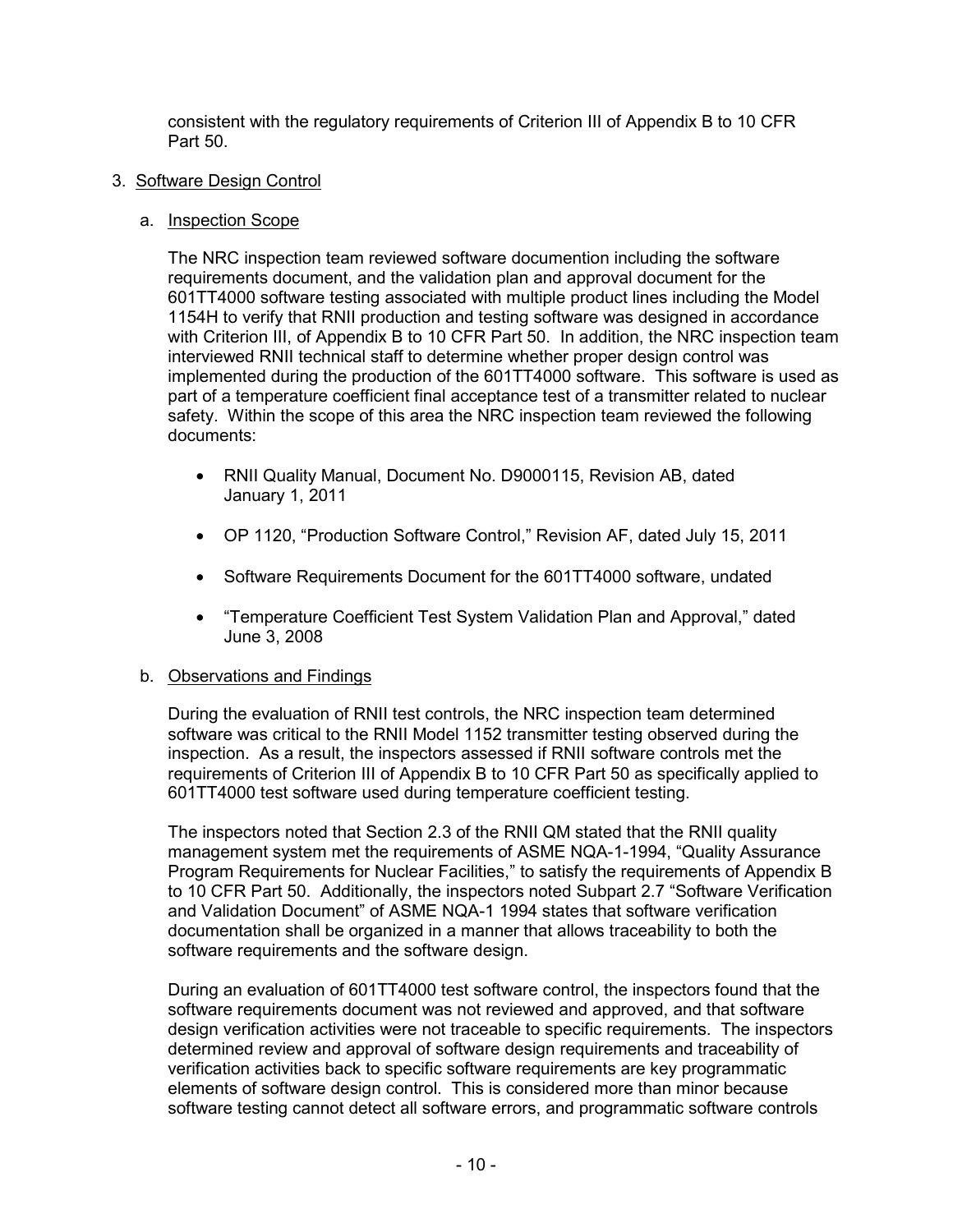consistent with the regulatory requirements of Criterion III of Appendix B to 10 CFR Part 50.

3. Software Design Control

   a. Inspection Scope

   The NRC inspection team reviewed software documention including the software requirements document, and the validation plan and approval document for the 601TT4000 software testing associated with multiple product lines including the Model 1154H to verify that RNII production and testing software was designed in accordance with Criterion III, of Appendix B to 10 CFR Part 50. In addition, the NRC inspection team interviewed RNII technical staff to determine whether proper design control was implemented during the production of the 601TT4000 software. This software is used as part of a temperature coefficient final acceptance test of a transmitter related to nuclear safety. Within the scope of this area the NRC inspection team reviewed the following documents:

   - RNII Quality Manual, Document No. D9000115, Revision AB, dated January 1, 2011
   - OP 1120, "Production Software Control," Revision AF, dated July 15, 2011
   - Software Requirements Document for the 601TT4000 software, undated
   - "Temperature Coefficient Test System Validation Plan and Approval," dated June 3, 2008

   b. Observations and Findings

   During the evaluation of RNII test controls, the NRC inspection team determined software was critical to the RNII Model 1152 transmitter testing observed during the inspection. As a result, the inspectors assessed if RNII software controls met the requirements of Criterion III of Appendix B to 10 CFR Part 50 as specifically applied to 601TT4000 test software used during temperature coefficient testing.

   The inspectors noted that Section 2.3 of the RNII QM stated that the RNII quality management system met the requirements of ASME NQA-1-1994, "Quality Assurance Program Requirements for Nuclear Facilities," to satisfy the requirements of Appendix B to 10 CFR Part 50. Additionally, the inspectors noted Subpart 2.7 "Software Verification and Validation Document" of ASME NQA-1 1994 states that software verification documentation shall be organized in a manner that allows traceability to both the software requirements and the software design.

   During an evaluation of 601TT4000 test software control, the inspectors found that the software requirements document was not reviewed and approved, and that software design verification activities were not traceable to specific requirements. The inspectors determined review and approval of software design requirements and traceability of verification activities back to specific software requirements are key programmatic elements of software design control. This is considered more than minor because software testing cannot detect all software errors, and programmatic software controls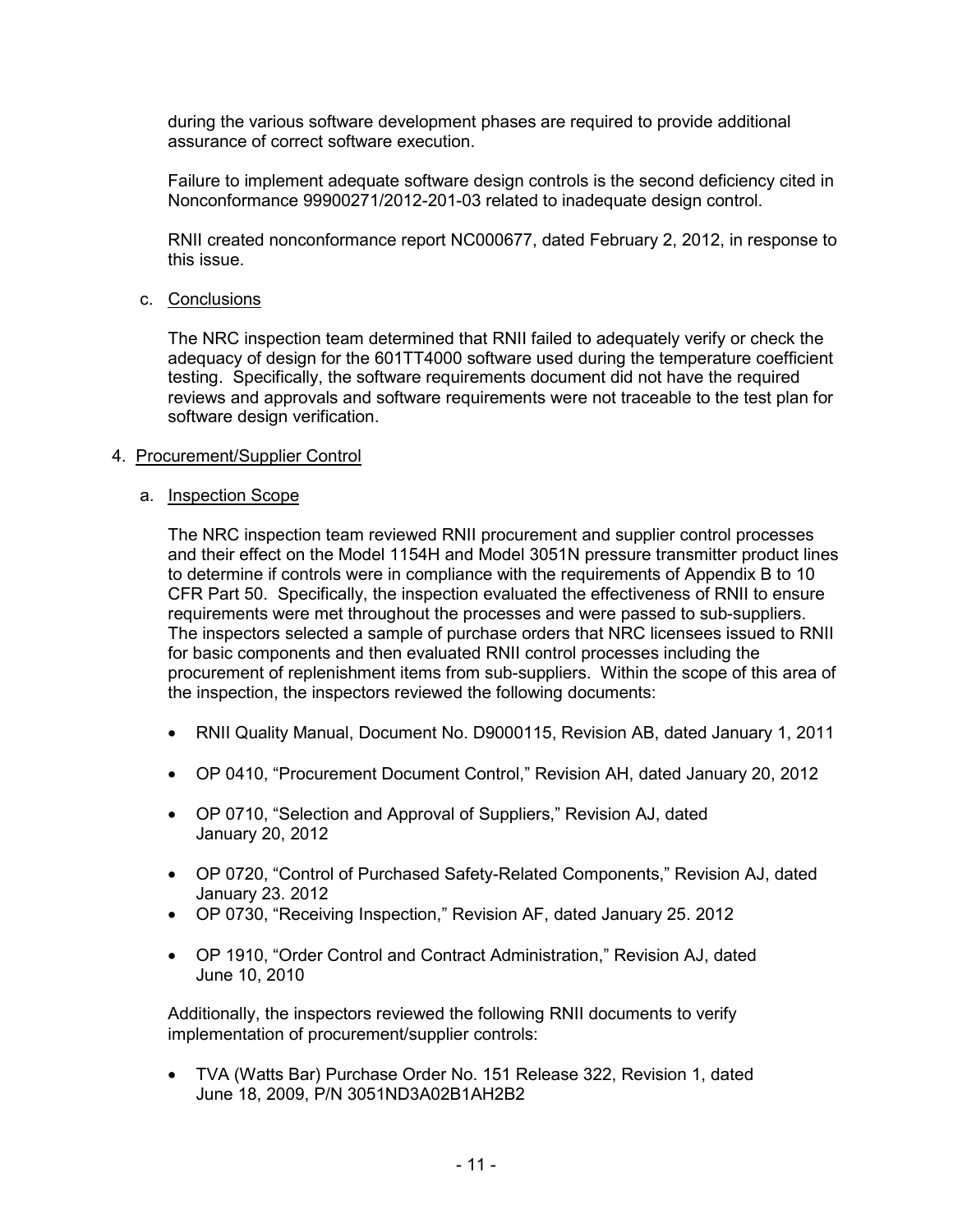during the various software development phases are required to provide additional assurance of correct software execution.

Failure to implement adequate software design controls is the second deficiency cited in Nonconformance 99900271/2012-201-03 related to inadequate design control.

RNII created nonconformance report NC000677, dated February 2, 2012, in response to this issue.

c. Conclusions

The NRC inspection team determined that RNII failed to adequately verify or check the adequacy of design for the 601TT4000 software used during the temperature coefficient testing. Specifically, the software requirements document did not have the required reviews and approvals and software requirements were not traceable to the test plan for software design verification.

4. Procurement/Supplier Control

a. Inspection Scope

The NRC inspection team reviewed RNII procurement and supplier control processes and their effect on the Model 1154H and Model 3051N pressure transmitter product lines to determine if controls were in compliance with the requirements of Appendix B to 10 CFR Part 50. Specifically, the inspection evaluated the effectiveness of RNII to ensure requirements were met throughout the processes and were passed to sub-suppliers. The inspectors selected a sample of purchase orders that NRC licensees issued to RNII for basic components and then evaluated RNII control processes including the procurement of replenishment items from sub-suppliers. Within the scope of this area of the inspection, the inspectors reviewed the following documents:

- RNII Quality Manual, Document No. D9000115, Revision AB, dated January 1, 2011
- OP 0410, "Procurement Document Control," Revision AH, dated January 20, 2012
- OP 0710, "Selection and Approval of Suppliers," Revision AJ, dated January 20, 2012
- OP 0720, "Control of Purchased Safety-Related Components," Revision AJ, dated January 23. 2012
- OP 0730, "Receiving Inspection," Revision AF, dated January 25. 2012
- OP 1910, "Order Control and Contract Administration," Revision AJ, dated June 10, 2010

Additionally, the inspectors reviewed the following RNII documents to verify implementation of procurement/supplier controls:

- TVA (Watts Bar) Purchase Order No. 151 Release 322, Revision 1, dated June 18, 2009, P/N 3051ND3A02B1AH2B2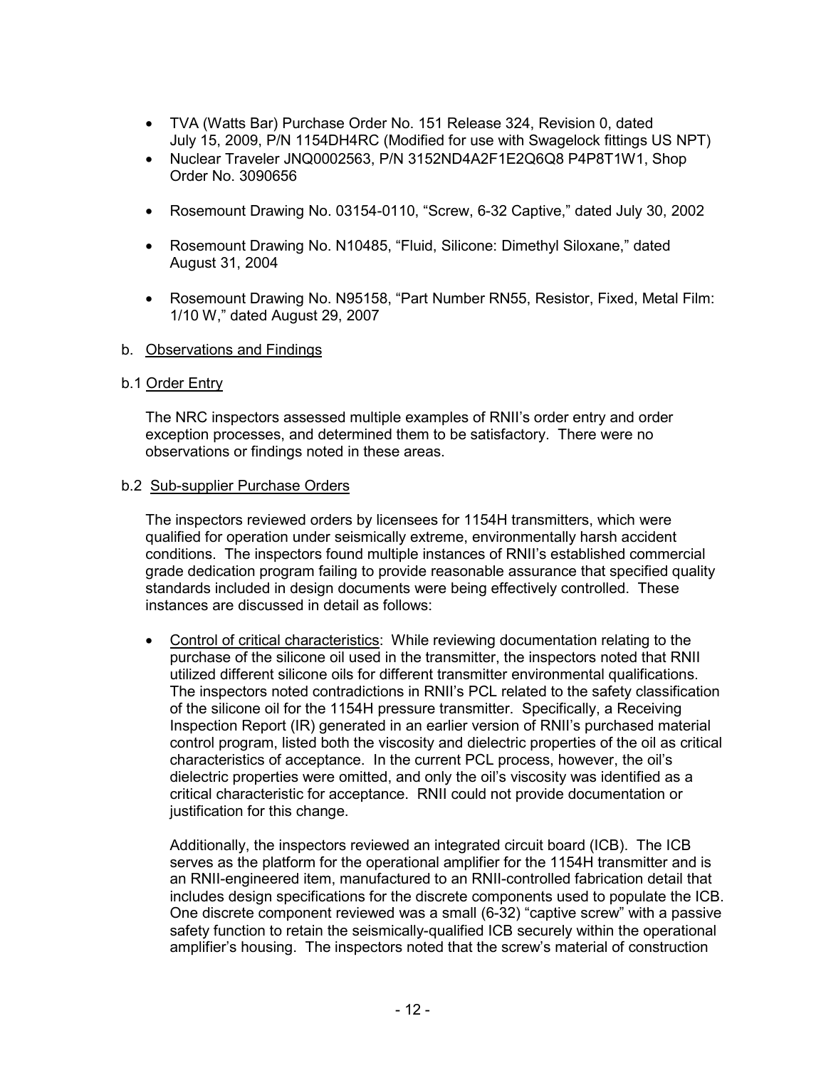- TVA (Watts Bar) Purchase Order No. 151 Release 324, Revision 0, dated July 15, 2009, P/N 1154DH4RC (Modified for use with Swagelock fittings US NPT)
- Nuclear Traveler JNQ0002563, P/N 3152ND4A2F1E2Q6Q8 P4P8T1W1, Shop Order No. 3090656
- Rosemount Drawing No. 03154-0110, "Screw, 6-32 Captive," dated July 30, 2002
- Rosemount Drawing No. N10485, "Fluid, Silicone: Dimethyl Siloxane," dated August 31, 2004
- Rosemount Drawing No. N95158, "Part Number RN55, Resistor, Fixed, Metal Film: 1/10 W," dated August 29, 2007

b. Observations and Findings

b.1 Order Entry

The NRC inspectors assessed multiple examples of RNII's order entry and order exception processes, and determined them to be satisfactory. There were no observations or findings noted in these areas.

b.2 Sub-supplier Purchase Orders

The inspectors reviewed orders by licensees for 1154H transmitters, which were qualified for operation under seismically extreme, environmentally harsh accident conditions. The inspectors found multiple instances of RNII's established commercial grade dedication program failing to provide reasonable assurance that specified quality standards included in design documents were being effectively controlled. These instances are discussed in detail as follows:

- Control of critical characteristics: While reviewing documentation relating to the purchase of the silicone oil used in the transmitter, the inspectors noted that RNII utilized different silicone oils for different transmitter environmental qualifications. The inspectors noted contradictions in RNII's PCL related to the safety classification of the silicone oil for the 1154H pressure transmitter. Specifically, a Receiving Inspection Report (IR) generated in an earlier version of RNII's purchased material control program, listed both the viscosity and dielectric properties of the oil as critical characteristics of acceptance. In the current PCL process, however, the oil's dielectric properties were omitted, and only the oil's viscosity was identified as a critical characteristic for acceptance. RNII could not provide documentation or justification for this change.

  Additionally, the inspectors reviewed an integrated circuit board (ICB). The ICB serves as the platform for the operational amplifier for the 1154H transmitter and is an RNII-engineered item, manufactured to an RNII-controlled fabrication detail that includes design specifications for the discrete components used to populate the ICB. One discrete component reviewed was a small (6-32) "captive screw" with a passive safety function to retain the seismically-qualified ICB securely within the operational amplifier's housing. The inspectors noted that the screw's material of construction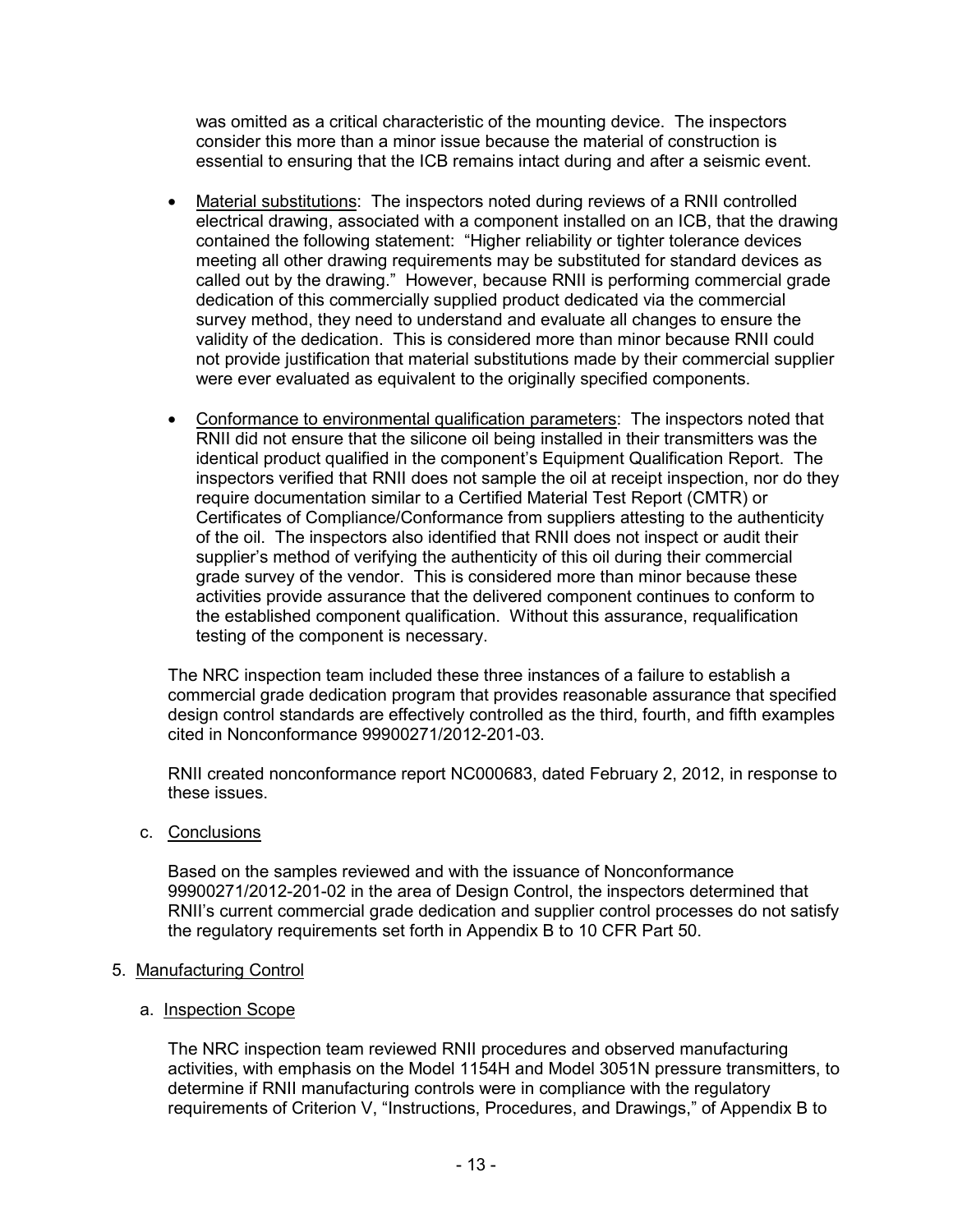was omitted as a critical characteristic of the mounting device. The inspectors consider this more than a minor issue because the material of construction is essential to ensuring that the ICB remains intact during and after a seismic event.

- Material substitutions: The inspectors noted during reviews of a RNII controlled electrical drawing, associated with a component installed on an ICB, that the drawing contained the following statement: "Higher reliability or tighter tolerance devices meeting all other drawing requirements may be substituted for standard devices as called out by the drawing." However, because RNII is performing commercial grade dedication of this commercially supplied product dedicated via the commercial survey method, they need to understand and evaluate all changes to ensure the validity of the dedication. This is considered more than minor because RNII could not provide justification that material substitutions made by their commercial supplier were ever evaluated as equivalent to the originally specified components.

- Conformance to environmental qualification parameters: The inspectors noted that RNII did not ensure that the silicone oil being installed in their transmitters was the identical product qualified in the component's Equipment Qualification Report. The inspectors verified that RNII does not sample the oil at receipt inspection, nor do they require documentation similar to a Certified Material Test Report (CMTR) or Certificates of Compliance/Conformance from suppliers attesting to the authenticity of the oil. The inspectors also identified that RNII does not inspect or audit their supplier's method of verifying the authenticity of this oil during their commercial grade survey of the vendor. This is considered more than minor because these activities provide assurance that the delivered component continues to conform to the established component qualification. Without this assurance, requalification testing of the component is necessary.

The NRC inspection team included these three instances of a failure to establish a commercial grade dedication program that provides reasonable assurance that specified design control standards are effectively controlled as the third, fourth, and fifth examples cited in Nonconformance 99900271/2012-201-03.

RNII created nonconformance report NC000683, dated February 2, 2012, in response to these issues.

c. Conclusions

Based on the samples reviewed and with the issuance of Nonconformance 99900271/2012-201-02 in the area of Design Control, the inspectors determined that RNII's current commercial grade dedication and supplier control processes do not satisfy the regulatory requirements set forth in Appendix B to 10 CFR Part 50.

## 5. Manufacturing Control

a. Inspection Scope

The NRC inspection team reviewed RNII procedures and observed manufacturing activities, with emphasis on the Model 1154H and Model 3051N pressure transmitters, to determine if RNII manufacturing controls were in compliance with the regulatory requirements of Criterion V, "Instructions, Procedures, and Drawings," of Appendix B to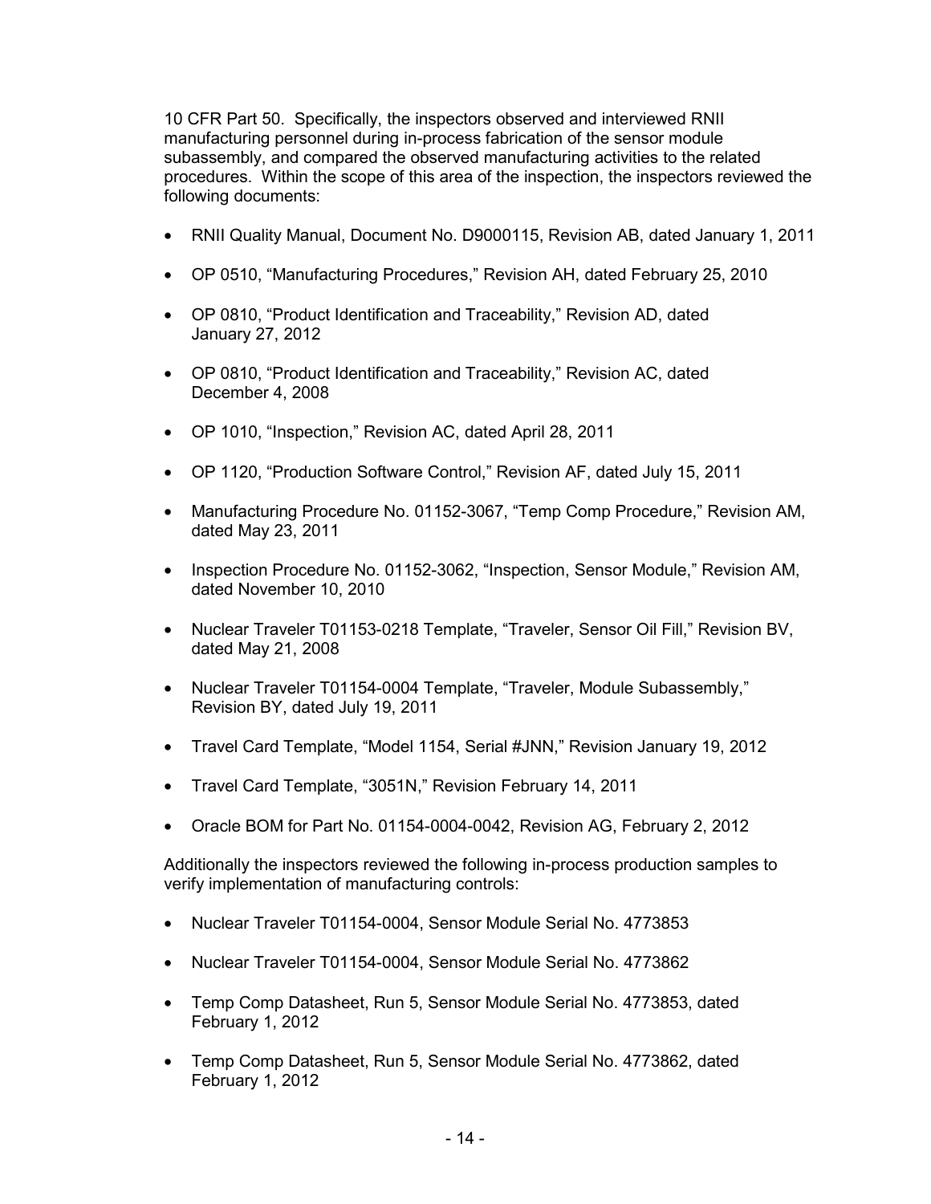10 CFR Part 50. Specifically, the inspectors observed and interviewed RNII manufacturing personnel during in-process fabrication of the sensor module subassembly, and compared the observed manufacturing activities to the related procedures. Within the scope of this area of the inspection, the inspectors reviewed the following documents:

- RNII Quality Manual, Document No. D9000115, Revision AB, dated January 1, 2011
- OP 0510, “Manufacturing Procedures,” Revision AH, dated February 25, 2010
- OP 0810, “Product Identification and Traceability,” Revision AD, dated January 27, 2012
- OP 0810, “Product Identification and Traceability,” Revision AC, dated December 4, 2008
- OP 1010, “Inspection,” Revision AC, dated April 28, 2011
- OP 1120, “Production Software Control,” Revision AF, dated July 15, 2011
- Manufacturing Procedure No. 01152-3067, “Temp Comp Procedure,” Revision AM, dated May 23, 2011
- Inspection Procedure No. 01152-3062, “Inspection, Sensor Module,” Revision AM, dated November 10, 2010
- Nuclear Traveler T01153-0218 Template, “Traveler, Sensor Oil Fill,” Revision BV, dated May 21, 2008
- Nuclear Traveler T01154-0004 Template, “Traveler, Module Subassembly,” Revision BY, dated July 19, 2011
- Travel Card Template, “Model 1154, Serial #JNN,” Revision January 19, 2012
- Travel Card Template, “3051N,” Revision February 14, 2011
- Oracle BOM for Part No. 01154-0004-0042, Revision AG, February 2, 2012

Additionally the inspectors reviewed the following in-process production samples to verify implementation of manufacturing controls:

- Nuclear Traveler T01154-0004, Sensor Module Serial No. 4773853
- Nuclear Traveler T01154-0004, Sensor Module Serial No. 4773862
- Temp Comp Datasheet, Run 5, Sensor Module Serial No. 4773853, dated February 1, 2012
- Temp Comp Datasheet, Run 5, Sensor Module Serial No. 4773862, dated February 1, 2012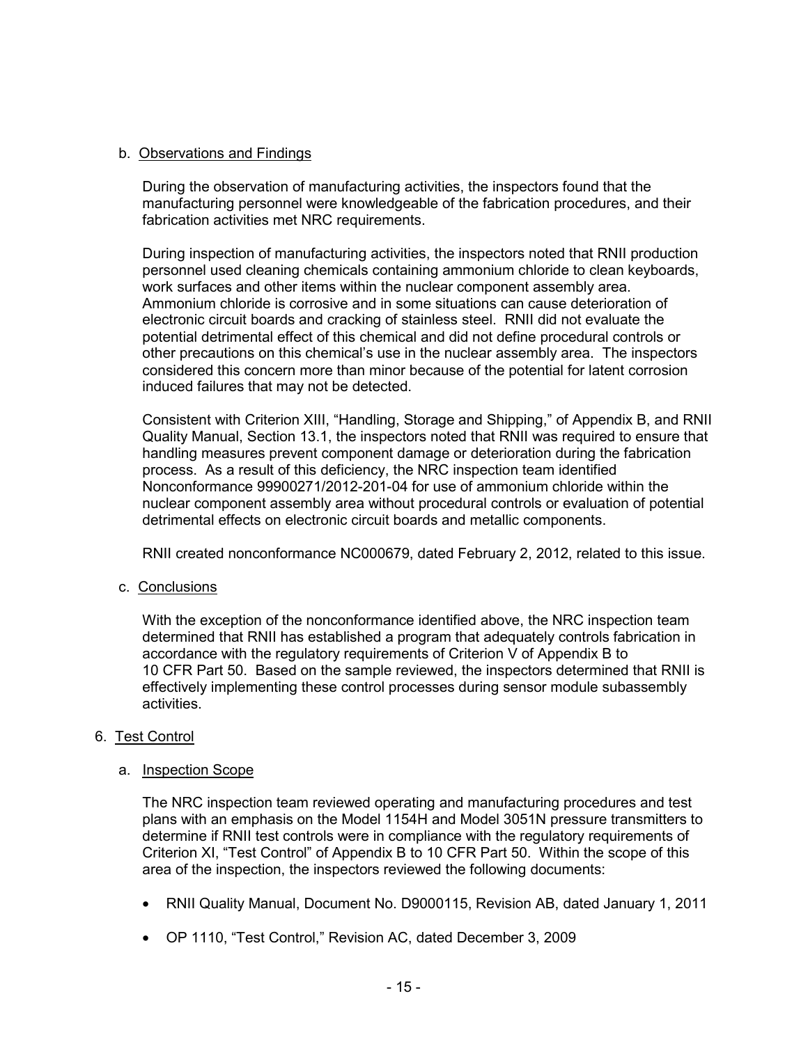b. Observations and Findings

During the observation of manufacturing activities, the inspectors found that the manufacturing personnel were knowledgeable of the fabrication procedures, and their fabrication activities met NRC requirements.

During inspection of manufacturing activities, the inspectors noted that RNII production personnel used cleaning chemicals containing ammonium chloride to clean keyboards, work surfaces and other items within the nuclear component assembly area. Ammonium chloride is corrosive and in some situations can cause deterioration of electronic circuit boards and cracking of stainless steel. RNII did not evaluate the potential detrimental effect of this chemical and did not define procedural controls or other precautions on this chemical's use in the nuclear assembly area. The inspectors considered this concern more than minor because of the potential for latent corrosion induced failures that may not be detected.

Consistent with Criterion XIII, "Handling, Storage and Shipping," of Appendix B, and RNII Quality Manual, Section 13.1, the inspectors noted that RNII was required to ensure that handling measures prevent component damage or deterioration during the fabrication process. As a result of this deficiency, the NRC inspection team identified Nonconformance 99900271/2012-201-04 for use of ammonium chloride within the nuclear component assembly area without procedural controls or evaluation of potential detrimental effects on electronic circuit boards and metallic components.

RNII created nonconformance NC000679, dated February 2, 2012, related to this issue.

c. Conclusions

With the exception of the nonconformance identified above, the NRC inspection team determined that RNII has established a program that adequately controls fabrication in accordance with the regulatory requirements of Criterion V of Appendix B to 10 CFR Part 50. Based on the sample reviewed, the inspectors determined that RNII is effectively implementing these control processes during sensor module subassembly activities.

6. Test Control

a. Inspection Scope

The NRC inspection team reviewed operating and manufacturing procedures and test plans with an emphasis on the Model 1154H and Model 3051N pressure transmitters to determine if RNII test controls were in compliance with the regulatory requirements of Criterion XI, "Test Control" of Appendix B to 10 CFR Part 50. Within the scope of this area of the inspection, the inspectors reviewed the following documents:

- RNII Quality Manual, Document No. D9000115, Revision AB, dated January 1, 2011
- OP 1110, "Test Control," Revision AC, dated December 3, 2009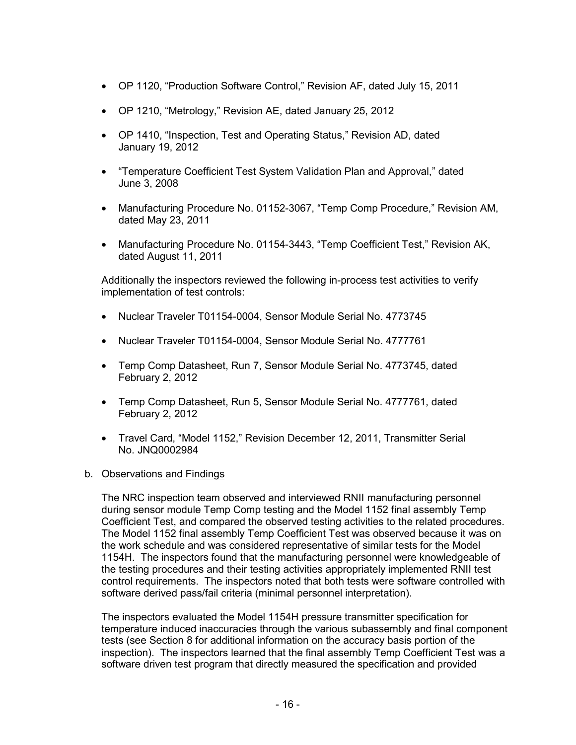- OP 1120, "Production Software Control," Revision AF, dated July 15, 2011
- OP 1210, "Metrology," Revision AE, dated January 25, 2012
- OP 1410, "Inspection, Test and Operating Status," Revision AD, dated January 19, 2012
- "Temperature Coefficient Test System Validation Plan and Approval," dated June 3, 2008
- Manufacturing Procedure No. 01152-3067, "Temp Comp Procedure," Revision AM, dated May 23, 2011
- Manufacturing Procedure No. 01154-3443, "Temp Coefficient Test," Revision AK, dated August 11, 2011

Additionally the inspectors reviewed the following in-process test activities to verify implementation of test controls:

- Nuclear Traveler T01154-0004, Sensor Module Serial No. 4773745
- Nuclear Traveler T01154-0004, Sensor Module Serial No. 4777761
- Temp Comp Datasheet, Run 7, Sensor Module Serial No. 4773745, dated February 2, 2012
- Temp Comp Datasheet, Run 5, Sensor Module Serial No. 4777761, dated February 2, 2012
- Travel Card, "Model 1152," Revision December 12, 2011, Transmitter Serial No. JNQ0002984

b. Observations and Findings

The NRC inspection team observed and interviewed RNII manufacturing personnel during sensor module Temp Comp testing and the Model 1152 final assembly Temp Coefficient Test, and compared the observed testing activities to the related procedures. The Model 1152 final assembly Temp Coefficient Test was observed because it was on the work schedule and was considered representative of similar tests for the Model 1154H. The inspectors found that the manufacturing personnel were knowledgeable of the testing procedures and their testing activities appropriately implemented RNII test control requirements. The inspectors noted that both tests were software controlled with software derived pass/fail criteria (minimal personnel interpretation).

The inspectors evaluated the Model 1154H pressure transmitter specification for temperature induced inaccuracies through the various subassembly and final component tests (see Section 8 for additional information on the accuracy basis portion of the inspection). The inspectors learned that the final assembly Temp Coefficient Test was a software driven test program that directly measured the specification and provided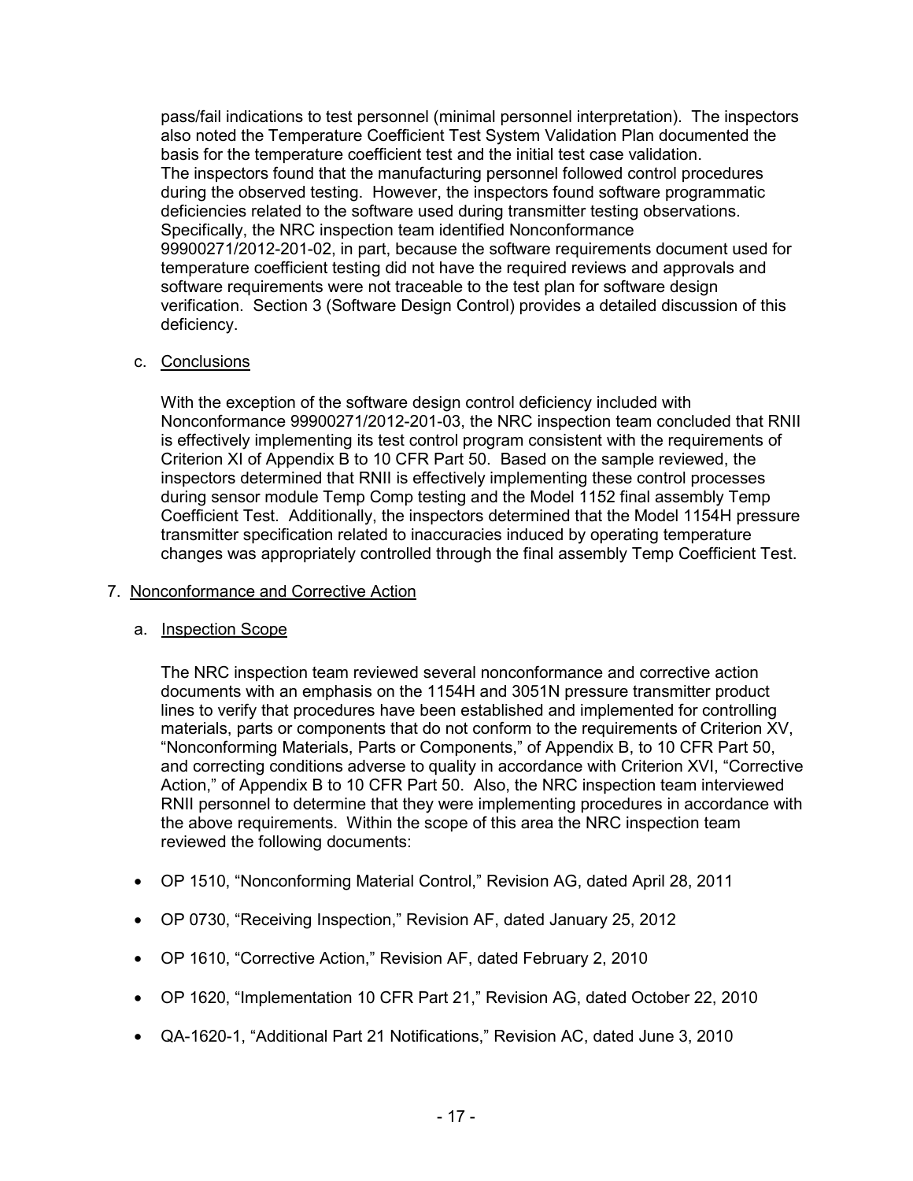pass/fail indications to test personnel (minimal personnel interpretation). The inspectors also noted the Temperature Coefficient Test System Validation Plan documented the basis for the temperature coefficient test and the initial test case validation. The inspectors found that the manufacturing personnel followed control procedures during the observed testing. However, the inspectors found software programmatic deficiencies related to the software used during transmitter testing observations. Specifically, the NRC inspection team identified Nonconformance 99900271/2012-201-02, in part, because the software requirements document used for temperature coefficient testing did not have the required reviews and approvals and software requirements were not traceable to the test plan for software design verification. Section 3 (Software Design Control) provides a detailed discussion of this deficiency.

c. Conclusions

With the exception of the software design control deficiency included with Nonconformance 99900271/2012-201-03, the NRC inspection team concluded that RNII is effectively implementing its test control program consistent with the requirements of Criterion XI of Appendix B to 10 CFR Part 50. Based on the sample reviewed, the inspectors determined that RNII is effectively implementing these control processes during sensor module Temp Comp testing and the Model 1152 final assembly Temp Coefficient Test. Additionally, the inspectors determined that the Model 1154H pressure transmitter specification related to inaccuracies induced by operating temperature changes was appropriately controlled through the final assembly Temp Coefficient Test.

## 7. Nonconformance and Corrective Action

a. Inspection Scope

The NRC inspection team reviewed several nonconformance and corrective action documents with an emphasis on the 1154H and 3051N pressure transmitter product lines to verify that procedures have been established and implemented for controlling materials, parts or components that do not conform to the requirements of Criterion XV, "Nonconforming Materials, Parts or Components," of Appendix B, to 10 CFR Part 50, and correcting conditions adverse to quality in accordance with Criterion XVI, "Corrective Action," of Appendix B to 10 CFR Part 50. Also, the NRC inspection team interviewed RNII personnel to determine that they were implementing procedures in accordance with the above requirements. Within the scope of this area the NRC inspection team reviewed the following documents:

- OP 1510, "Nonconforming Material Control," Revision AG, dated April 28, 2011
- OP 0730, "Receiving Inspection," Revision AF, dated January 25, 2012
- OP 1610, "Corrective Action," Revision AF, dated February 2, 2010
- OP 1620, "Implementation 10 CFR Part 21," Revision AG, dated October 22, 2010
- QA-1620-1, "Additional Part 21 Notifications," Revision AC, dated June 3, 2010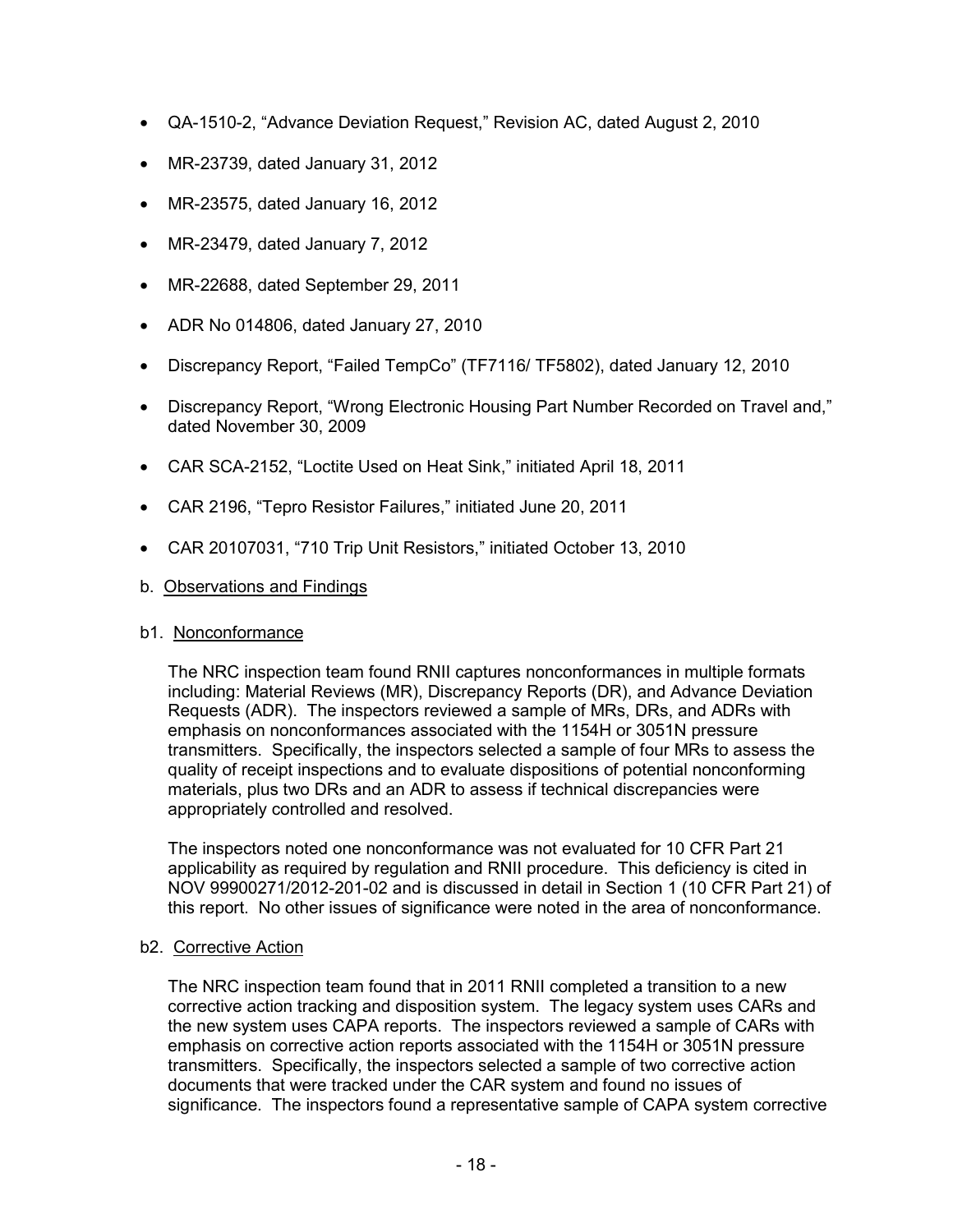- QA-1510-2, "Advance Deviation Request," Revision AC, dated August 2, 2010
- MR-23739, dated January 31, 2012
- MR-23575, dated January 16, 2012
- MR-23479, dated January 7, 2012
- MR-22688, dated September 29, 2011
- ADR No 014806, dated January 27, 2010
- Discrepancy Report, "Failed TempCo" (TF7116/ TF5802), dated January 12, 2010
- Discrepancy Report, "Wrong Electronic Housing Part Number Recorded on Travel and," dated November 30, 2009
- CAR SCA-2152, "Loctite Used on Heat Sink," initiated April 18, 2011
- CAR 2196, "Tepro Resistor Failures," initiated June 20, 2011
- CAR 20107031, "710 Trip Unit Resistors," initiated October 13, 2010

b. Observations and Findings

b1. Nonconformance

The NRC inspection team found RNII captures nonconformances in multiple formats including: Material Reviews (MR), Discrepancy Reports (DR), and Advance Deviation Requests (ADR). The inspectors reviewed a sample of MRs, DRs, and ADRs with emphasis on nonconformances associated with the 1154H or 3051N pressure transmitters. Specifically, the inspectors selected a sample of four MRs to assess the quality of receipt inspections and to evaluate dispositions of potential nonconforming materials, plus two DRs and an ADR to assess if technical discrepancies were appropriately controlled and resolved.

The inspectors noted one nonconformance was not evaluated for 10 CFR Part 21 applicability as required by regulation and RNII procedure. This deficiency is cited in NOV 99900271/2012-201-02 and is discussed in detail in Section 1 (10 CFR Part 21) of this report. No other issues of significance were noted in the area of nonconformance.

b2. Corrective Action

The NRC inspection team found that in 2011 RNII completed a transition to a new corrective action tracking and disposition system. The legacy system uses CARs and the new system uses CAPA reports. The inspectors reviewed a sample of CARs with emphasis on corrective action reports associated with the 1154H or 3051N pressure transmitters. Specifically, the inspectors selected a sample of two corrective action documents that were tracked under the CAR system and found no issues of significance. The inspectors found a representative sample of CAPA system corrective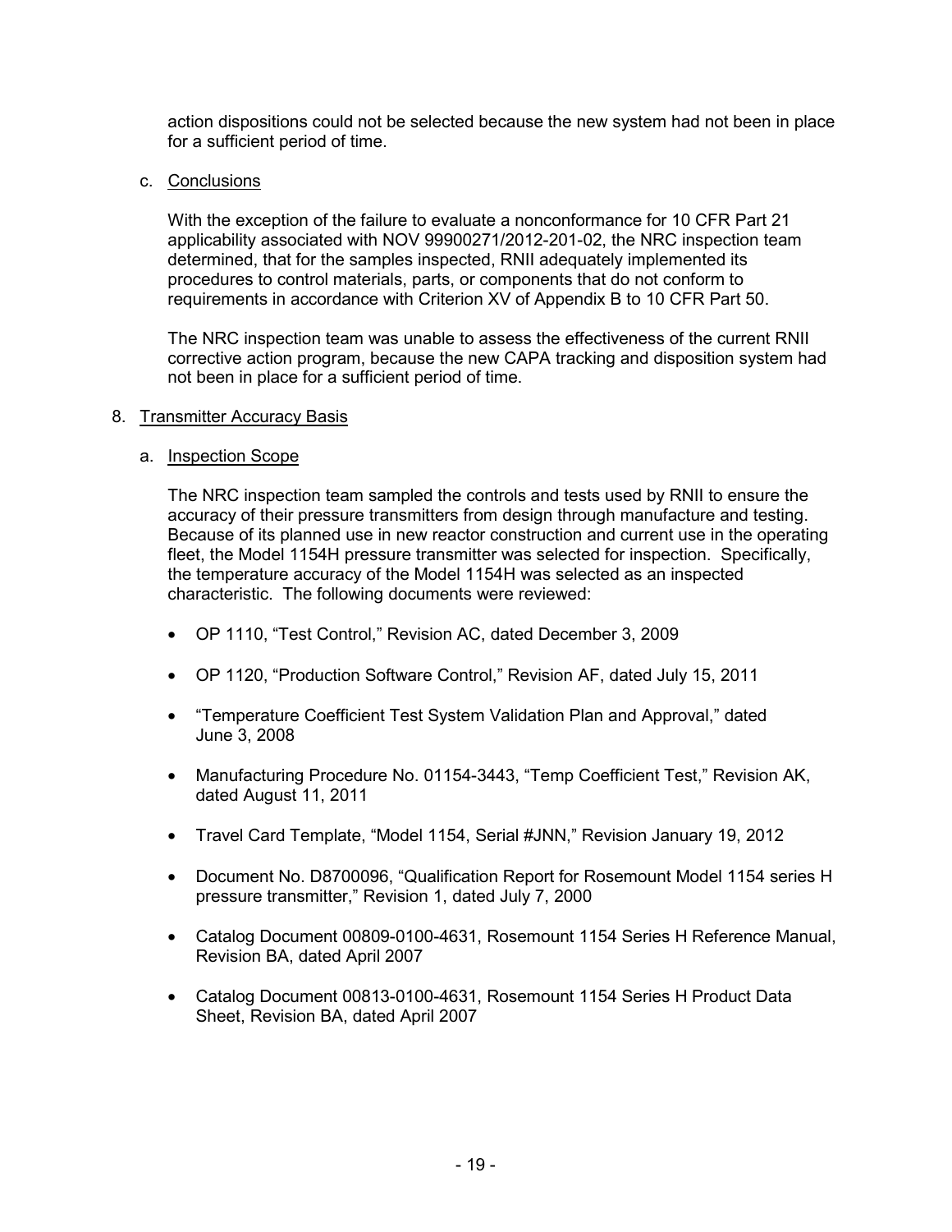action dispositions could not be selected because the new system had not been in place for a sufficient period of time.

c. Conclusions

With the exception of the failure to evaluate a nonconformance for 10 CFR Part 21 applicability associated with NOV 99900271/2012-201-02, the NRC inspection team determined, that for the samples inspected, RNII adequately implemented its procedures to control materials, parts, or components that do not conform to requirements in accordance with Criterion XV of Appendix B to 10 CFR Part 50.

The NRC inspection team was unable to assess the effectiveness of the current RNII corrective action program, because the new CAPA tracking and disposition system had not been in place for a sufficient period of time.

8. Transmitter Accuracy Basis

a. Inspection Scope

The NRC inspection team sampled the controls and tests used by RNII to ensure the accuracy of their pressure transmitters from design through manufacture and testing. Because of its planned use in new reactor construction and current use in the operating fleet, the Model 1154H pressure transmitter was selected for inspection. Specifically, the temperature accuracy of the Model 1154H was selected as an inspected characteristic. The following documents were reviewed:

- OP 1110, "Test Control," Revision AC, dated December 3, 2009
- OP 1120, "Production Software Control," Revision AF, dated July 15, 2011
- "Temperature Coefficient Test System Validation Plan and Approval," dated June 3, 2008
- Manufacturing Procedure No. 01154-3443, "Temp Coefficient Test," Revision AK, dated August 11, 2011
- Travel Card Template, "Model 1154, Serial #JNN," Revision January 19, 2012
- Document No. D8700096, "Qualification Report for Rosemount Model 1154 series H pressure transmitter," Revision 1, dated July 7, 2000
- Catalog Document 00809-0100-4631, Rosemount 1154 Series H Reference Manual, Revision BA, dated April 2007
- Catalog Document 00813-0100-4631, Rosemount 1154 Series H Product Data Sheet, Revision BA, dated April 2007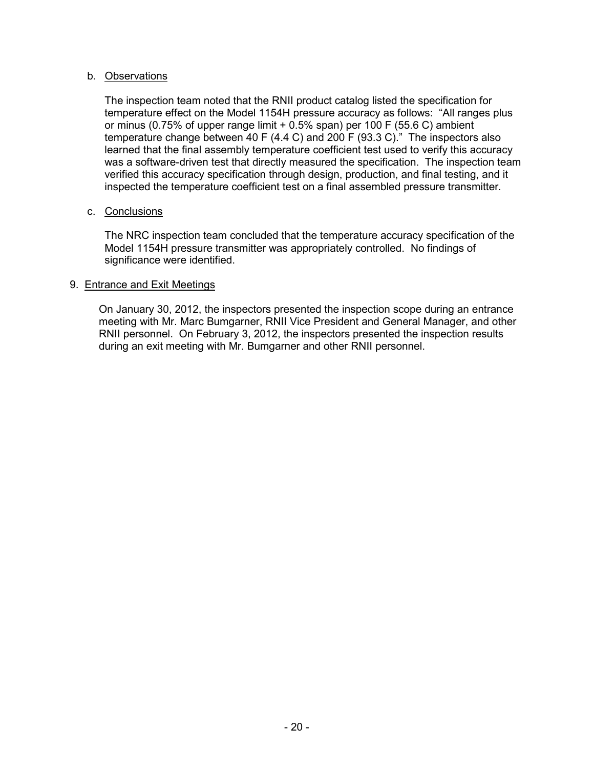b. Observations

The inspection team noted that the RNII product catalog listed the specification for temperature effect on the Model 1154H pressure accuracy as follows: "All ranges plus or minus (0.75% of upper range limit + 0.5% span) per 100 F (55.6 C) ambient temperature change between 40 F (4.4 C) and 200 F (93.3 C)." The inspectors also learned that the final assembly temperature coefficient test used to verify this accuracy was a software-driven test that directly measured the specification. The inspection team verified this accuracy specification through design, production, and final testing, and it inspected the temperature coefficient test on a final assembled pressure transmitter.

c. Conclusions

The NRC inspection team concluded that the temperature accuracy specification of the Model 1154H pressure transmitter was appropriately controlled. No findings of significance were identified.

9. Entrance and Exit Meetings

On January 30, 2012, the inspectors presented the inspection scope during an entrance meeting with Mr. Marc Bumgarner, RNII Vice President and General Manager, and other RNII personnel. On February 3, 2012, the inspectors presented the inspection results during an exit meeting with Mr. Bumgarner and other RNII personnel.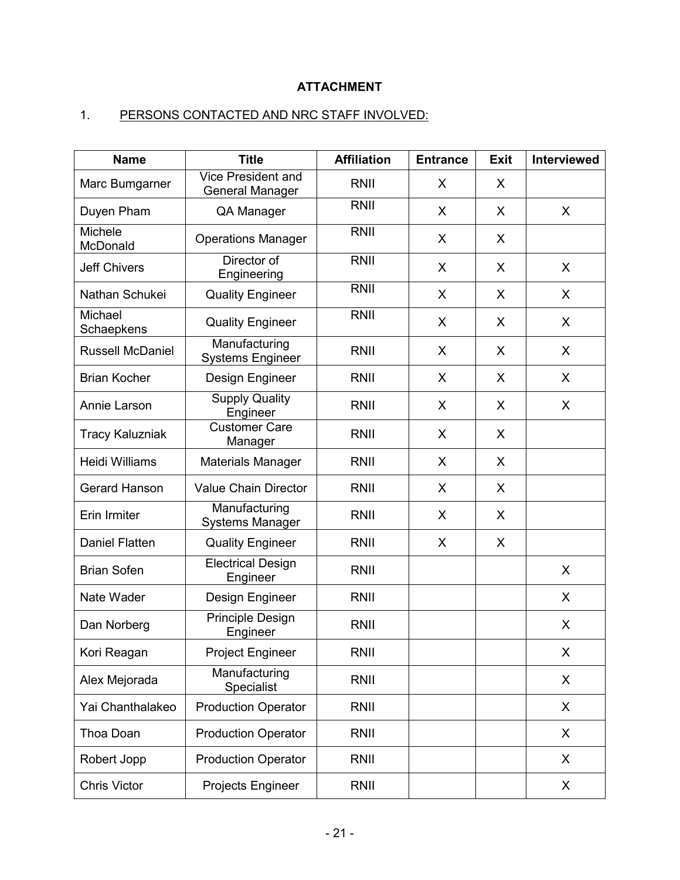**ATTACHMENT**

1. PERSONS CONTACTED AND NRC STAFF INVOLVED:

| Name | Title | Affiliation | Entrance | Exit | Interviewed |
|---|---|---|---|---|---|
| Marc Bumgarner | Vice President and General Manager | RNII | X | X | |
| Duyen Pham | QA Manager | RNII | X | X | X |
| Michele McDonald | Operations Manager | RNII | X | X | |
| Jeff Chivers | Director of Engineering | RNII | X | X | X |
| Nathan Schukei | Quality Engineer | RNII | X | X | X |
| Michael Schaepkens | Quality Engineer | RNII | X | X | X |
| Russell McDaniel | Manufacturing Systems Engineer | RNII | X | X | X |
| Brian Kocher | Design Engineer | RNII | X | X | X |
| Annie Larson | Supply Quality Engineer | RNII | X | X | X |
| Tracy Kaluzniak | Customer Care Manager | RNII | X | X | |
| Heidi Williams | Materials Manager | RNII | X | X | |
| Gerard Hanson | Value Chain Director | RNII | X | X | |
| Erin Irmiter | Manufacturing Systems Manager | RNII | X | X | |
| Daniel Flatten | Quality Engineer | RNII | X | X | |
| Brian Sofen | Electrical Design Engineer | RNII | | | X |
| Nate Wader | Design Engineer | RNII | | | X |
| Dan Norberg | Principle Design Engineer | RNII | | | X |
| Kori Reagan | Project Engineer | RNII | | | X |
| Alex Mejorada | Manufacturing Specialist | RNII | | | X |
| Yai Chanthalakeo | Production Operator | RNII | | | X |
| Thoa Doan | Production Operator | RNII | | | X |
| Robert Jopp | Production Operator | RNII | | | X |
| Chris Victor | Projects Engineer | RNII | | | X |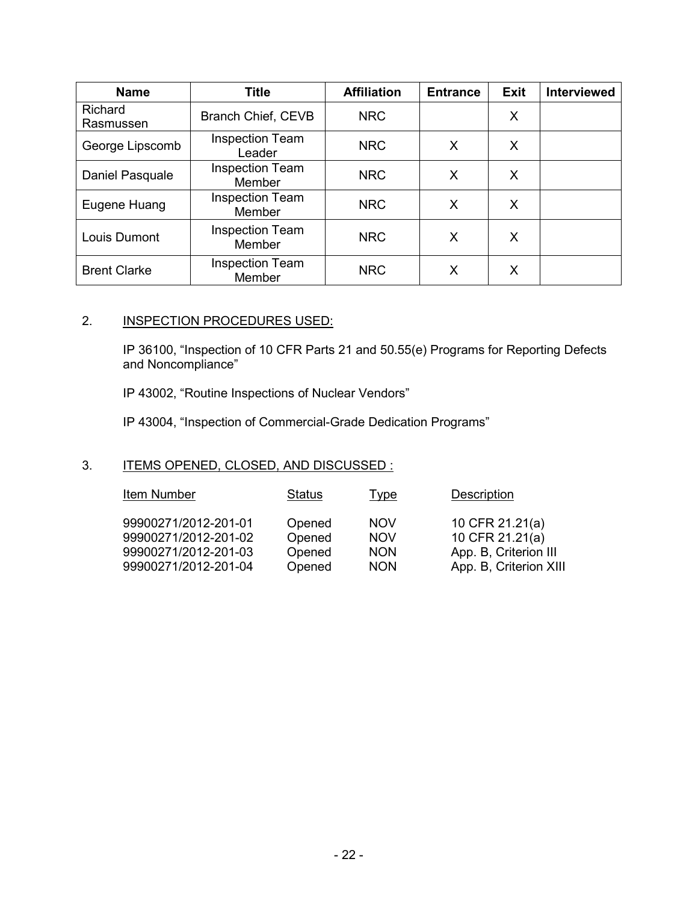| Name | Title | Affiliation | Entrance | Exit | Interviewed |
|---|---|---|---|---|---|
| Richard Rasmussen | Branch Chief, CEVB | NRC | | X | |
| George Lipscomb | Inspection Team Leader | NRC | X | X | |
| Daniel Pasquale | Inspection Team Member | NRC | X | X | |
| Eugene Huang | Inspection Team Member | NRC | X | X | |
| Louis Dumont | Inspection Team Member | NRC | X | X | |
| Brent Clarke | Inspection Team Member | NRC | X | X | |

2. INSPECTION PROCEDURES USED:

IP 36100, "Inspection of 10 CFR Parts 21 and 50.55(e) Programs for Reporting Defects and Noncompliance"

IP 43002, "Routine Inspections of Nuclear Vendors"

IP 43004, "Inspection of Commercial-Grade Dedication Programs"

3. ITEMS OPENED, CLOSED, AND DISCUSSED :

| Item Number | Status | Type | Description |
|---|---|---|---|
| 99900271/2012-201-01 | Opened | NOV | 10 CFR 21.21(a) |
| 99900271/2012-201-02 | Opened | NOV | 10 CFR 21.21(a) |
| 99900271/2012-201-03 | Opened | NON | App. B, Criterion III |
| 99900271/2012-201-04 | Opened | NON | App. B, Criterion XIII |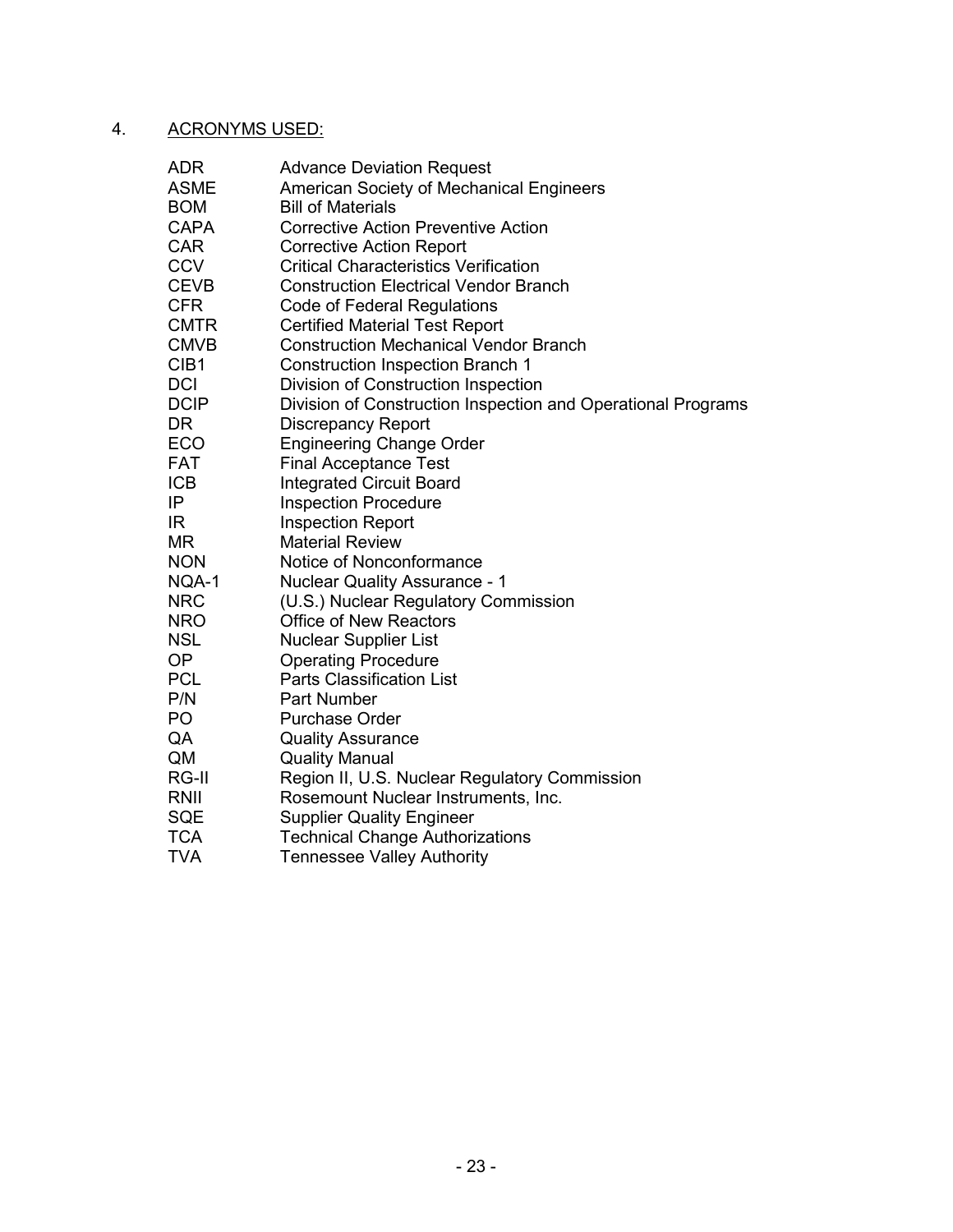## 4. ACRONYMS USED:

| | |
|---|---|
| ADR | Advance Deviation Request |
| ASME | American Society of Mechanical Engineers |
| BOM | Bill of Materials |
| CAPA | Corrective Action Preventive Action |
| CAR | Corrective Action Report |
| CCV | Critical Characteristics Verification |
| CEVB | Construction Electrical Vendor Branch |
| CFR | Code of Federal Regulations |
| CMTR | Certified Material Test Report |
| CMVB | Construction Mechanical Vendor Branch |
| CIB1 | Construction Inspection Branch 1 |
| DCI | Division of Construction Inspection |
| DCIP | Division of Construction Inspection and Operational Programs |
| DR | Discrepancy Report |
| ECO | Engineering Change Order |
| FAT | Final Acceptance Test |
| ICB | Integrated Circuit Board |
| IP | Inspection Procedure |
| IR | Inspection Report |
| MR | Material Review |
| NON | Notice of Nonconformance |
| NQA-1 | Nuclear Quality Assurance - 1 |
| NRC | (U.S.) Nuclear Regulatory Commission |
| NRO | Office of New Reactors |
| NSL | Nuclear Supplier List |
| OP | Operating Procedure |
| PCL | Parts Classification List |
| P/N | Part Number |
| PO | Purchase Order |
| QA | Quality Assurance |
| QM | Quality Manual |
| RG-II | Region II, U.S. Nuclear Regulatory Commission |
| RNII | Rosemount Nuclear Instruments, Inc. |
| SQE | Supplier Quality Engineer |
| TCA | Technical Change Authorizations |
| TVA | Tennessee Valley Authority |